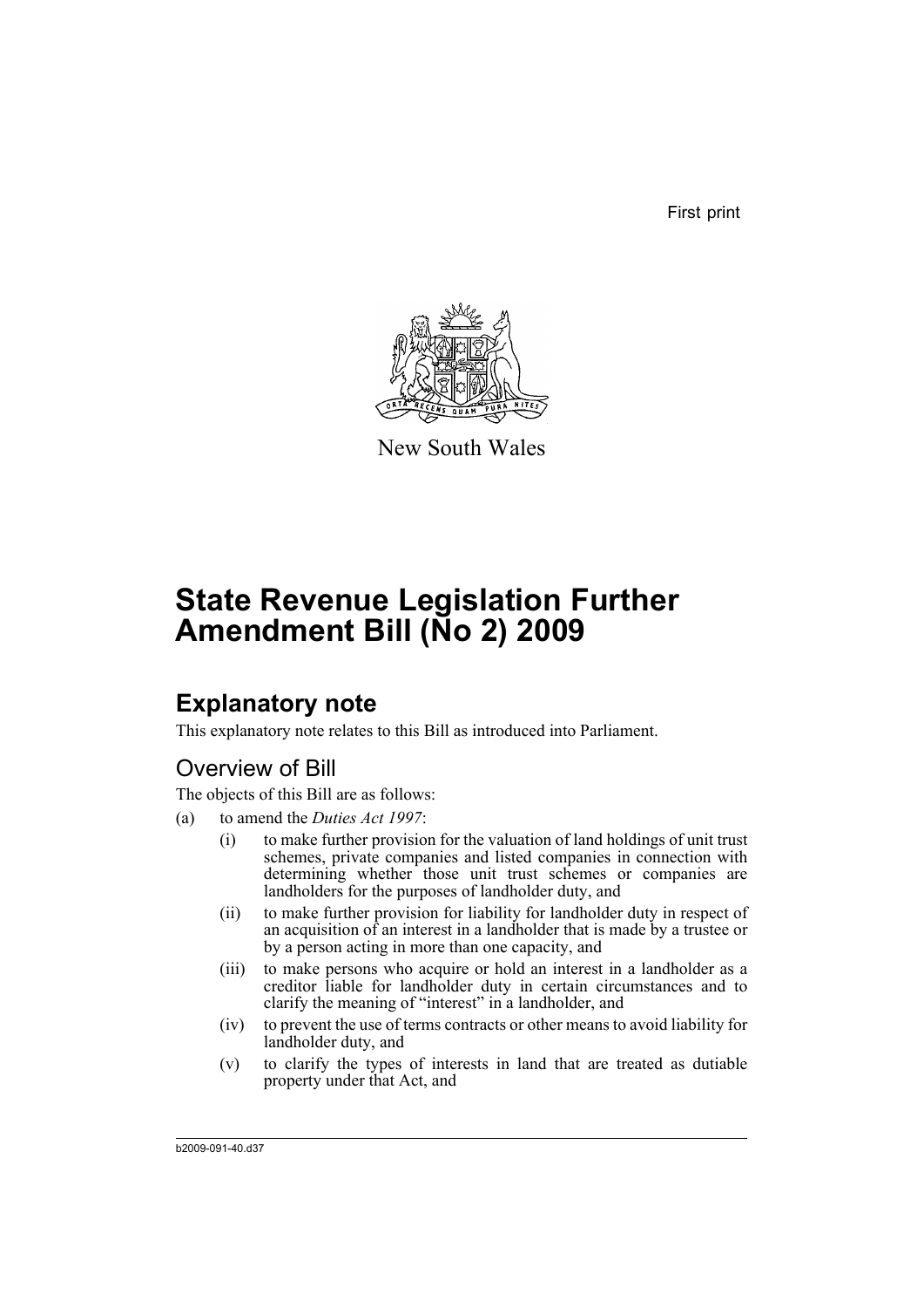First print

New South Wales

# State Revenue Legislation Further Amendment Bill (No 2) 2009

## Explanatory note

This explanatory note relates to this Bill as introduced into Parliament.

### Overview of Bill

The objects of this Bill are as follows:

(a) to amend the *Duties Act 1997*:

- (i) to make further provision for the valuation of land holdings of unit trust schemes, private companies and listed companies in connection with determining whether those unit trust schemes or companies are landholders for the purposes of landholder duty, and
- (ii) to make further provision for liability for landholder duty in respect of an acquisition of an interest in a landholder that is made by a trustee or by a person acting in more than one capacity, and
- (iii) to make persons who acquire or hold an interest in a landholder as a creditor liable for landholder duty in certain circumstances and to clarify the meaning of "interest" in a landholder, and
- (iv) to prevent the use of terms contracts or other means to avoid liability for landholder duty, and
- (v) to clarify the types of interests in land that are treated as dutiable property under that Act, and

b2009-091-40.d37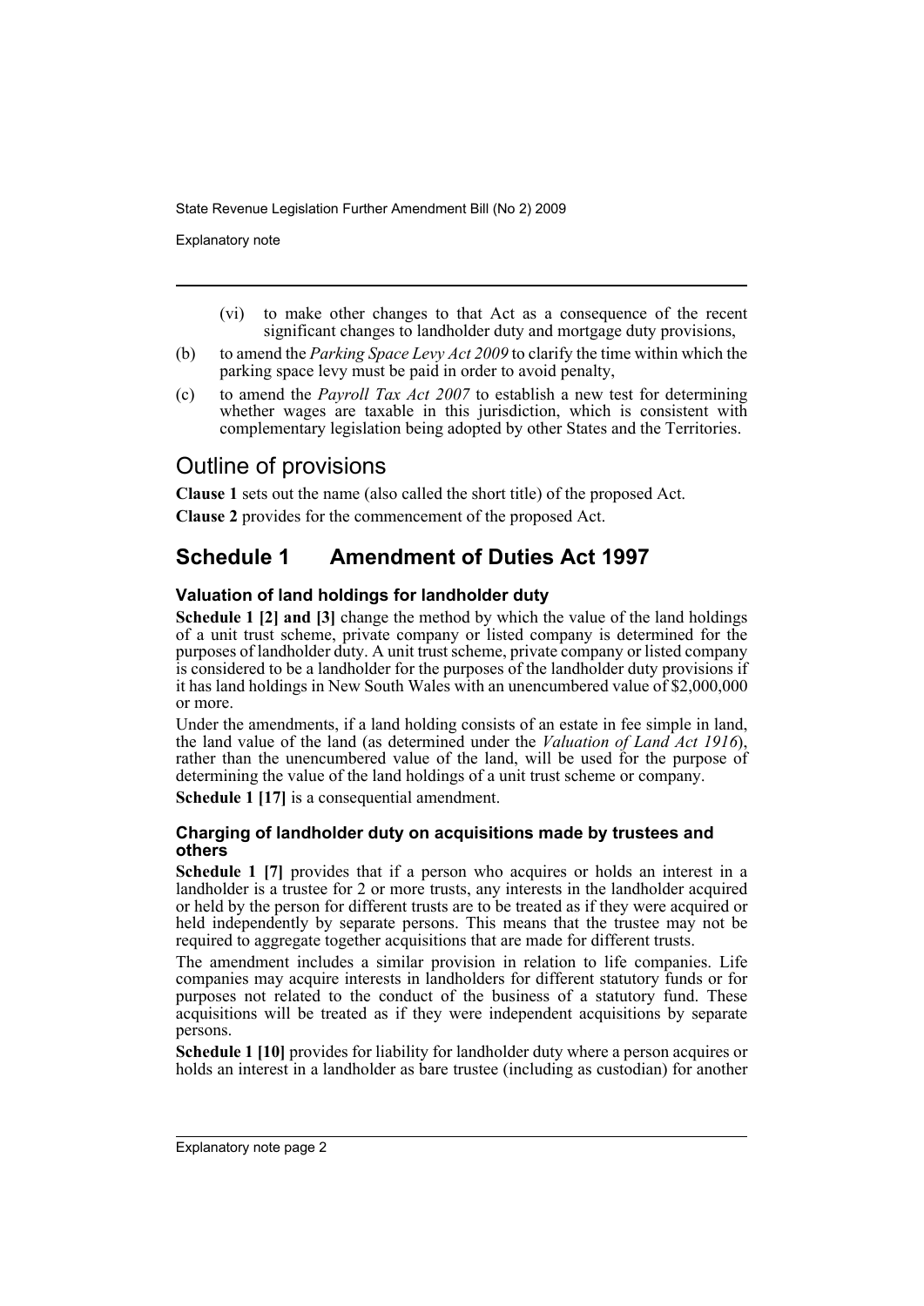(vi) to make other changes to that Act as a consequence of the recent significant changes to landholder duty and mortgage duty provisions,

(b) to amend the *Parking Space Levy Act 2009* to clarify the time within which the parking space levy must be paid in order to avoid penalty,

(c) to amend the *Payroll Tax Act 2007* to establish a new test for determining whether wages are taxable in this jurisdiction, which is consistent with complementary legislation being adopted by other States and the Territories.

# Outline of provisions

**Clause 1** sets out the name (also called the short title) of the proposed Act.

**Clause 2** provides for the commencement of the proposed Act.

## Schedule 1 Amendment of Duties Act 1997

### Valuation of land holdings for landholder duty

**Schedule 1 [2] and [3]** change the method by which the value of the land holdings of a unit trust scheme, private company or listed company is determined for the purposes of landholder duty. A unit trust scheme, private company or listed company is considered to be a landholder for the purposes of the landholder duty provisions if it has land holdings in New South Wales with an unencumbered value of $2,000,000 or more.

Under the amendments, if a land holding consists of an estate in fee simple in land, the land value of the land (as determined under the *Valuation of Land Act 1916*), rather than the unencumbered value of the land, will be used for the purpose of determining the value of the land holdings of a unit trust scheme or company.

**Schedule 1 [17]** is a consequential amendment.

### Charging of landholder duty on acquisitions made by trustees and others

**Schedule 1 [7]** provides that if a person who acquires or holds an interest in a landholder is a trustee for 2 or more trusts, any interests in the landholder acquired or held by the person for different trusts are to be treated as if they were acquired or held independently by separate persons. This means that the trustee may not be required to aggregate together acquisitions that are made for different trusts.

The amendment includes a similar provision in relation to life companies. Life companies may acquire interests in landholders for different statutory funds or for purposes not related to the conduct of the business of a statutory fund. These acquisitions will be treated as if they were independent acquisitions by separate persons.

**Schedule 1 [10]** provides for liability for landholder duty where a person acquires or holds an interest in a landholder as bare trustee (including as custodian) for another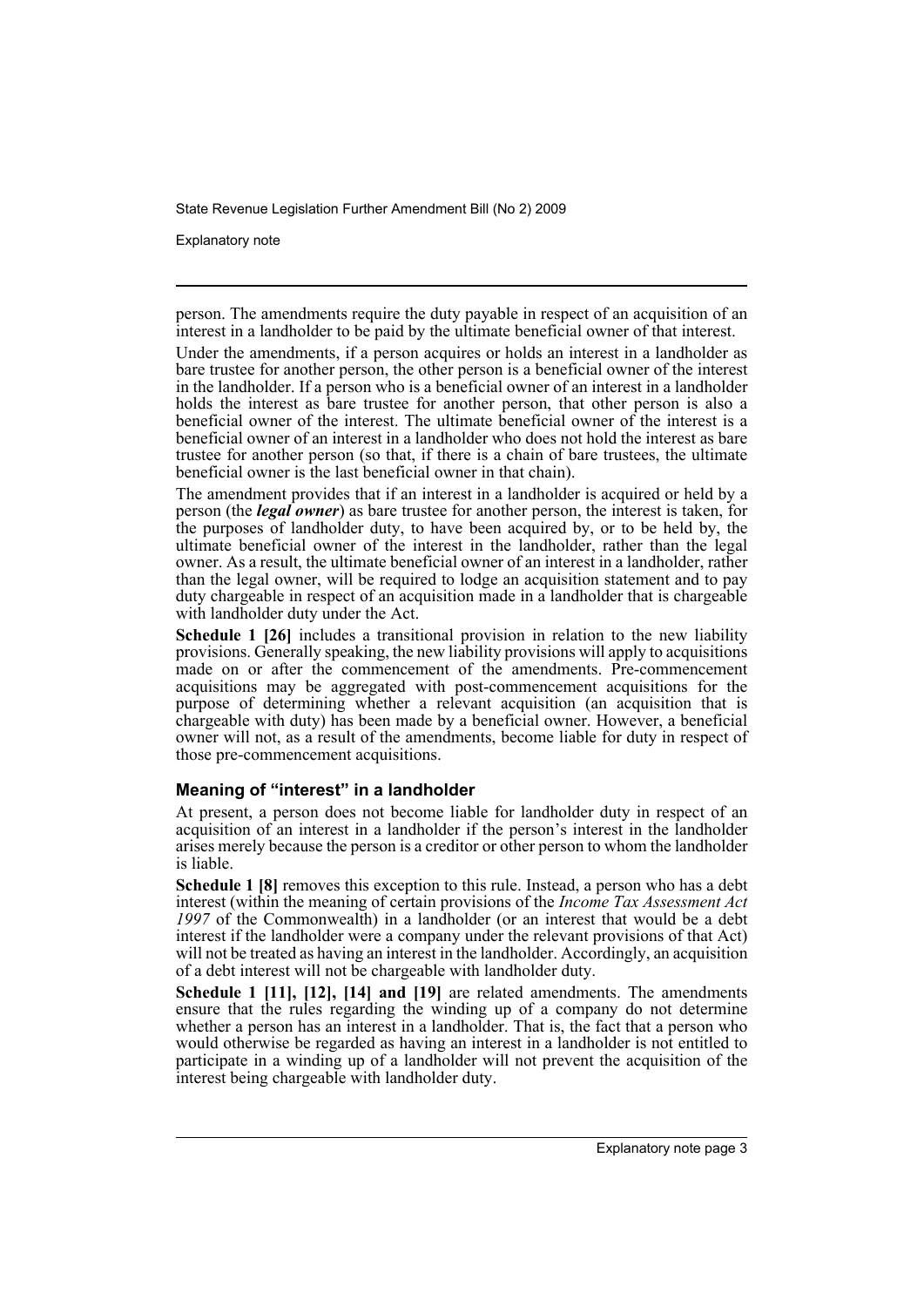person. The amendments require the duty payable in respect of an acquisition of an interest in a landholder to be paid by the ultimate beneficial owner of that interest.

Under the amendments, if a person acquires or holds an interest in a landholder as bare trustee for another person, the other person is a beneficial owner of the interest in the landholder. If a person who is a beneficial owner of an interest in a landholder holds the interest as bare trustee for another person, that other person is also a beneficial owner of the interest. The ultimate beneficial owner of the interest is a beneficial owner of an interest in a landholder who does not hold the interest as bare trustee for another person (so that, if there is a chain of bare trustees, the ultimate beneficial owner is the last beneficial owner in that chain).

The amendment provides that if an interest in a landholder is acquired or held by a person (the ***legal owner***) as bare trustee for another person, the interest is taken, for the purposes of landholder duty, to have been acquired by, or to be held by, the ultimate beneficial owner of the interest in the landholder, rather than the legal owner. As a result, the ultimate beneficial owner of an interest in a landholder, rather than the legal owner, will be required to lodge an acquisition statement and to pay duty chargeable in respect of an acquisition made in a landholder that is chargeable with landholder duty under the Act.

**Schedule 1 [26]** includes a transitional provision in relation to the new liability provisions. Generally speaking, the new liability provisions will apply to acquisitions made on or after the commencement of the amendments. Pre-commencement acquisitions may be aggregated with post-commencement acquisitions for the purpose of determining whether a relevant acquisition (an acquisition that is chargeable with duty) has been made by a beneficial owner. However, a beneficial owner will not, as a result of the amendments, become liable for duty in respect of those pre-commencement acquisitions.

### Meaning of "interest" in a landholder

At present, a person does not become liable for landholder duty in respect of an acquisition of an interest in a landholder if the person's interest in the landholder arises merely because the person is a creditor or other person to whom the landholder is liable.

**Schedule 1 [8]** removes this exception to this rule. Instead, a person who has a debt interest (within the meaning of certain provisions of the *Income Tax Assessment Act 1997* of the Commonwealth) in a landholder (or an interest that would be a debt interest if the landholder were a company under the relevant provisions of that Act) will not be treated as having an interest in the landholder. Accordingly, an acquisition of a debt interest will not be chargeable with landholder duty.

**Schedule 1 [11], [12], [14] and [19]** are related amendments. The amendments ensure that the rules regarding the winding up of a company do not determine whether a person has an interest in a landholder. That is, the fact that a person who would otherwise be regarded as having an interest in a landholder is not entitled to participate in a winding up of a landholder will not prevent the acquisition of the interest being chargeable with landholder duty.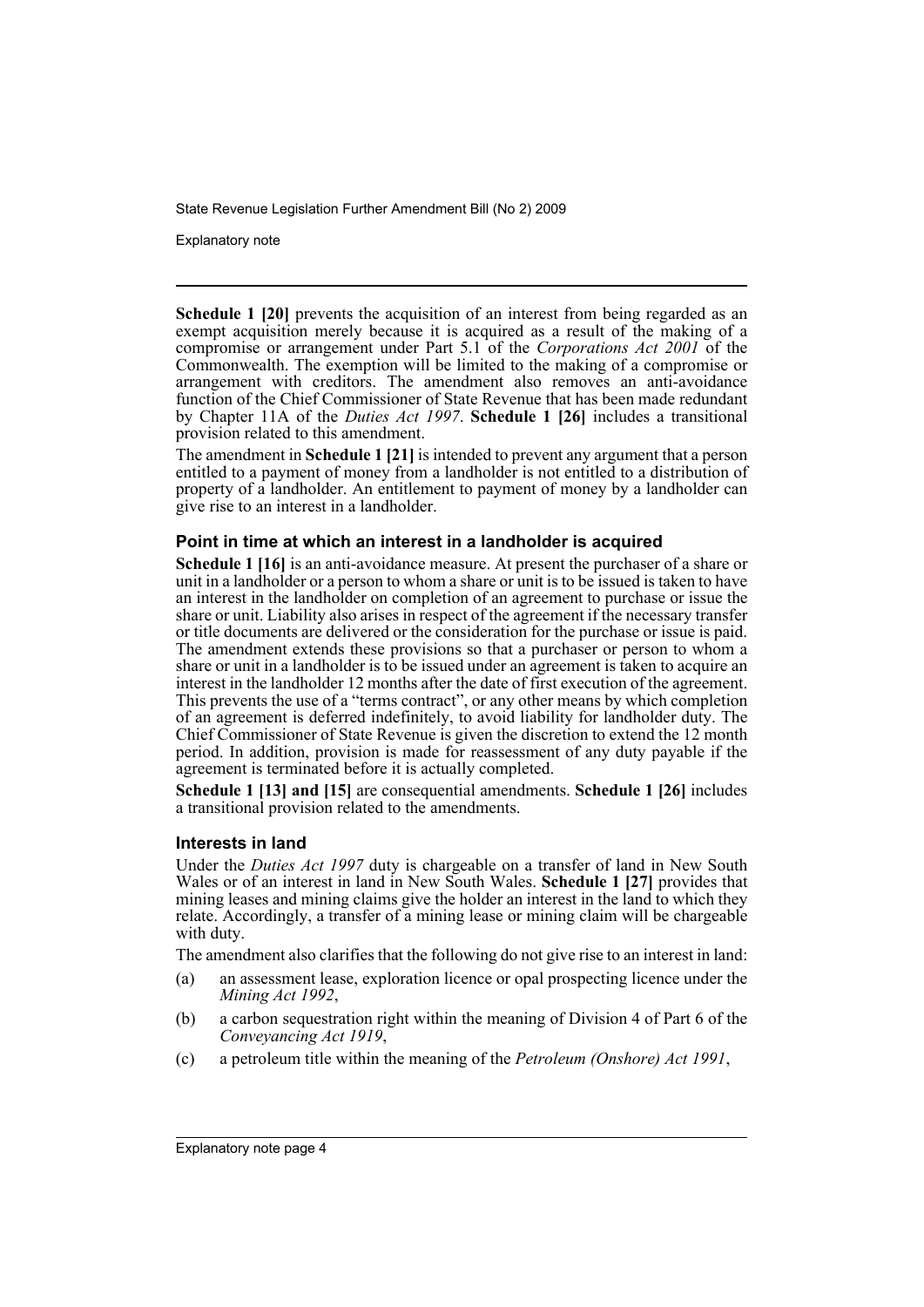**Schedule 1 [20]** prevents the acquisition of an interest from being regarded as an exempt acquisition merely because it is acquired as a result of the making of a compromise or arrangement under Part 5.1 of the *Corporations Act 2001* of the Commonwealth. The exemption will be limited to the making of a compromise or arrangement with creditors. The amendment also removes an anti-avoidance function of the Chief Commissioner of State Revenue that has been made redundant by Chapter 11A of the *Duties Act 1997*. **Schedule 1 [26]** includes a transitional provision related to this amendment.

The amendment in **Schedule 1 [21]** is intended to prevent any argument that a person entitled to a payment of money from a landholder is not entitled to a distribution of property of a landholder. An entitlement to payment of money by a landholder can give rise to an interest in a landholder.

### Point in time at which an interest in a landholder is acquired

**Schedule 1 [16]** is an anti-avoidance measure. At present the purchaser of a share or unit in a landholder or a person to whom a share or unit is to be issued is taken to have an interest in the landholder on completion of an agreement to purchase or issue the share or unit. Liability also arises in respect of the agreement if the necessary transfer or title documents are delivered or the consideration for the purchase or issue is paid. The amendment extends these provisions so that a purchaser or person to whom a share or unit in a landholder is to be issued under an agreement is taken to acquire an interest in the landholder 12 months after the date of first execution of the agreement. This prevents the use of a "terms contract", or any other means by which completion of an agreement is deferred indefinitely, to avoid liability for landholder duty. The Chief Commissioner of State Revenue is given the discretion to extend the 12 month period. In addition, provision is made for reassessment of any duty payable if the agreement is terminated before it is actually completed.

**Schedule 1 [13] and [15]** are consequential amendments. **Schedule 1 [26]** includes a transitional provision related to the amendments.

### Interests in land

Under the *Duties Act 1997* duty is chargeable on a transfer of land in New South Wales or of an interest in land in New South Wales. **Schedule 1 [27]** provides that mining leases and mining claims give the holder an interest in the land to which they relate. Accordingly, a transfer of a mining lease or mining claim will be chargeable with duty.

The amendment also clarifies that the following do not give rise to an interest in land:

(a) an assessment lease, exploration licence or opal prospecting licence under the *Mining Act 1992*,

(b) a carbon sequestration right within the meaning of Division 4 of Part 6 of the *Conveyancing Act 1919*,

(c) a petroleum title within the meaning of the *Petroleum (Onshore) Act 1991*,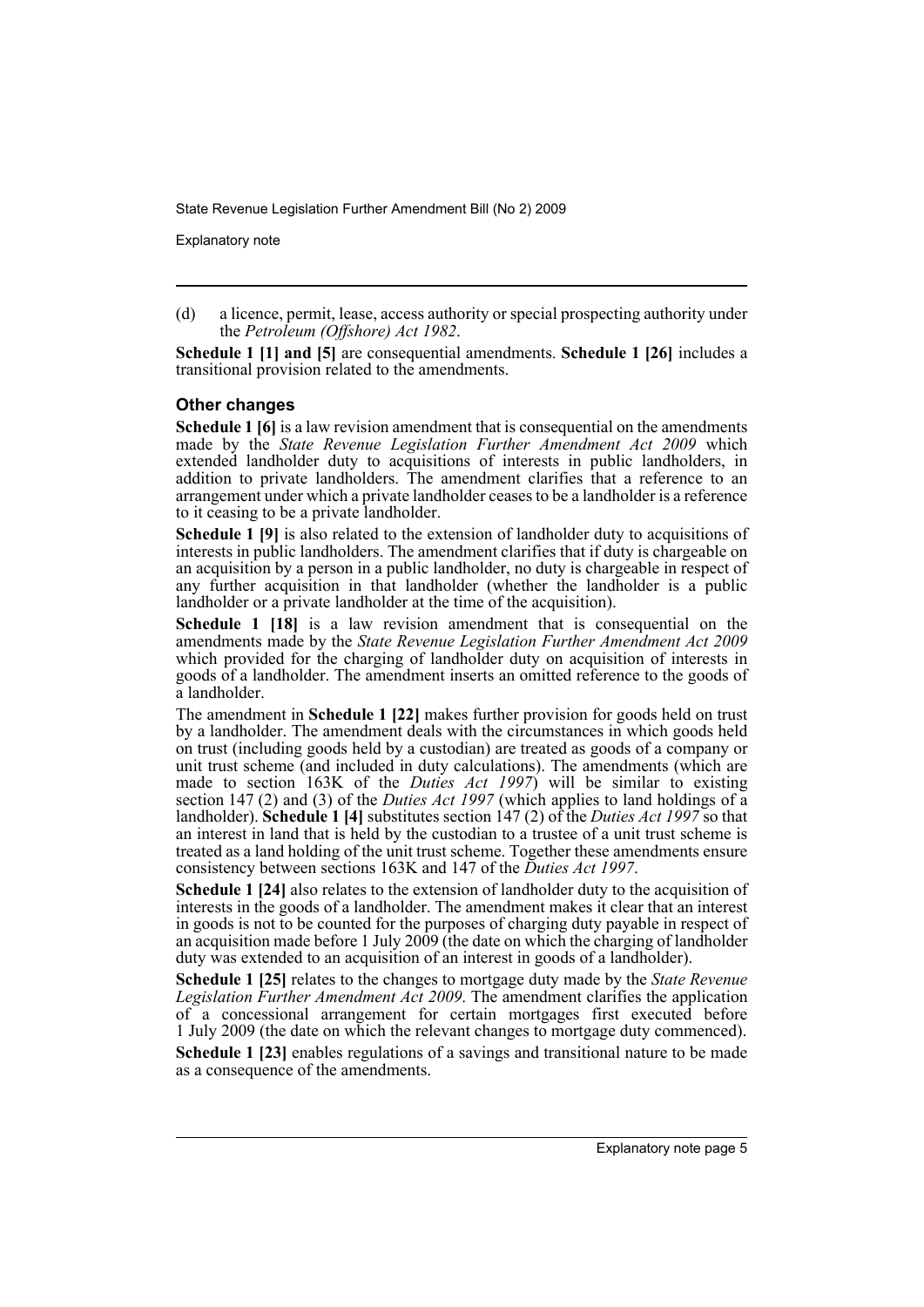(d) a licence, permit, lease, access authority or special prospecting authority under the *Petroleum (Offshore) Act 1982*.

**Schedule 1 [1] and [5]** are consequential amendments. **Schedule 1 [26]** includes a transitional provision related to the amendments.

### Other changes

**Schedule 1 [6]** is a law revision amendment that is consequential on the amendments made by the *State Revenue Legislation Further Amendment Act 2009* which extended landholder duty to acquisitions of interests in public landholders, in addition to private landholders. The amendment clarifies that a reference to an arrangement under which a private landholder ceases to be a landholder is a reference to it ceasing to be a private landholder.

**Schedule 1 [9]** is also related to the extension of landholder duty to acquisitions of interests in public landholders. The amendment clarifies that if duty is chargeable on an acquisition by a person in a public landholder, no duty is chargeable in respect of any further acquisition in that landholder (whether the landholder is a public landholder or a private landholder at the time of the acquisition).

**Schedule 1 [18]** is a law revision amendment that is consequential on the amendments made by the *State Revenue Legislation Further Amendment Act 2009* which provided for the charging of landholder duty on acquisition of interests in goods of a landholder. The amendment inserts an omitted reference to the goods of a landholder.

The amendment in **Schedule 1 [22]** makes further provision for goods held on trust by a landholder. The amendment deals with the circumstances in which goods held on trust (including goods held by a custodian) are treated as goods of a company or unit trust scheme (and included in duty calculations). The amendments (which are made to section 163K of the *Duties Act 1997*) will be similar to existing section 147 (2) and (3) of the *Duties Act 1997* (which applies to land holdings of a landholder). **Schedule 1 [4]** substitutes section 147 (2) of the *Duties Act 1997* so that an interest in land that is held by the custodian to a trustee of a unit trust scheme is treated as a land holding of the unit trust scheme. Together these amendments ensure consistency between sections 163K and 147 of the *Duties Act 1997*.

**Schedule 1 [24]** also relates to the extension of landholder duty to the acquisition of interests in the goods of a landholder. The amendment makes it clear that an interest in goods is not to be counted for the purposes of charging duty payable in respect of an acquisition made before 1 July 2009 (the date on which the charging of landholder duty was extended to an acquisition of an interest in goods of a landholder).

**Schedule 1 [25]** relates to the changes to mortgage duty made by the *State Revenue Legislation Further Amendment Act 2009*. The amendment clarifies the application of a concessional arrangement for certain mortgages first executed before 1 July 2009 (the date on which the relevant changes to mortgage duty commenced).

**Schedule 1 [23]** enables regulations of a savings and transitional nature to be made as a consequence of the amendments.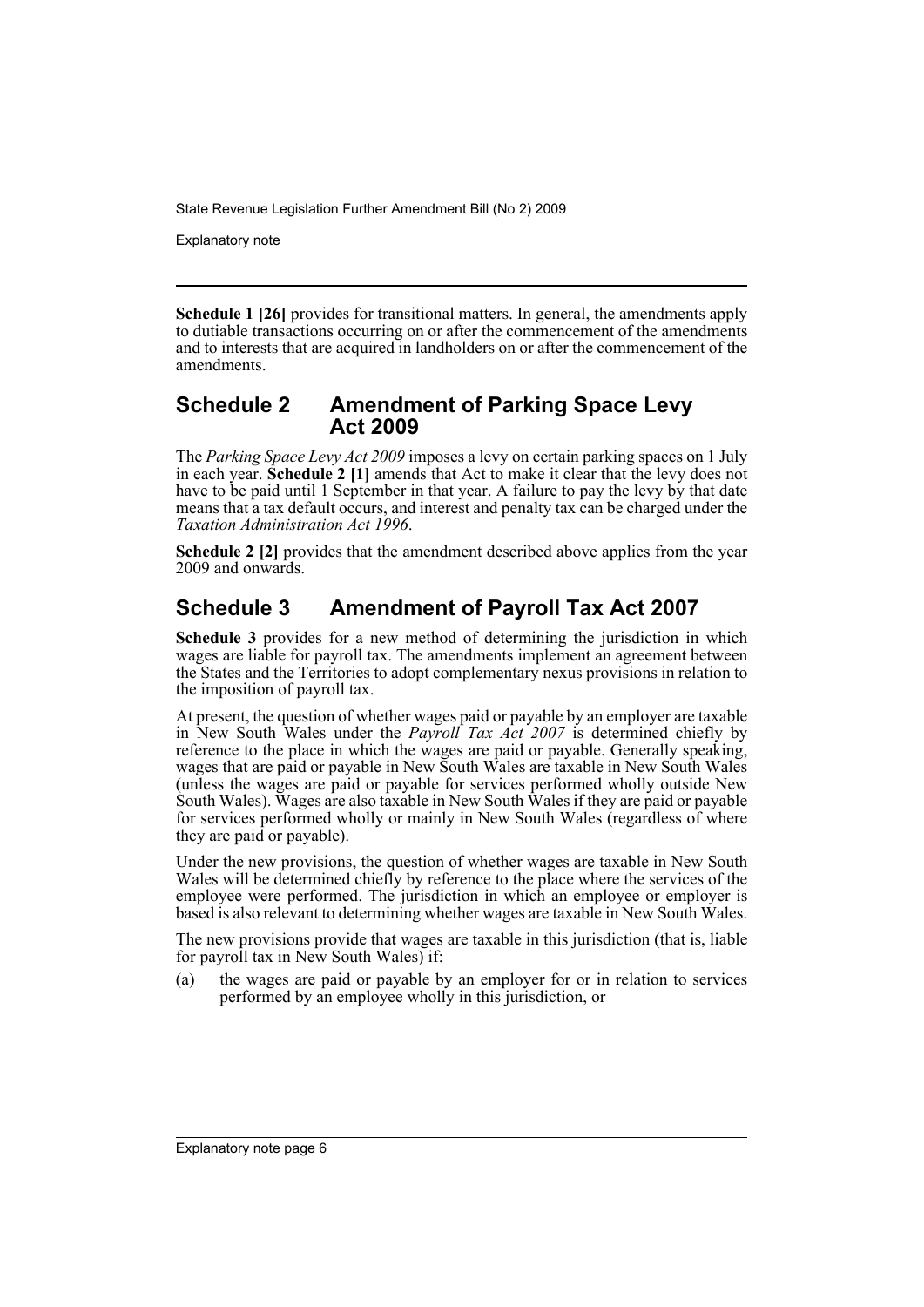**Schedule 1 [26]** provides for transitional matters. In general, the amendments apply to dutiable transactions occurring on or after the commencement of the amendments and to interests that are acquired in landholders on or after the commencement of the amendments.

## Schedule 2 Amendment of Parking Space Levy Act 2009

The *Parking Space Levy Act 2009* imposes a levy on certain parking spaces on 1 July in each year. **Schedule 2 [1]** amends that Act to make it clear that the levy does not have to be paid until 1 September in that year. A failure to pay the levy by that date means that a tax default occurs, and interest and penalty tax can be charged under the *Taxation Administration Act 1996*.

**Schedule 2 [2]** provides that the amendment described above applies from the year 2009 and onwards.

## Schedule 3 Amendment of Payroll Tax Act 2007

**Schedule 3** provides for a new method of determining the jurisdiction in which wages are liable for payroll tax. The amendments implement an agreement between the States and the Territories to adopt complementary nexus provisions in relation to the imposition of payroll tax.

At present, the question of whether wages paid or payable by an employer are taxable in New South Wales under the *Payroll Tax Act 2007* is determined chiefly by reference to the place in which the wages are paid or payable. Generally speaking, wages that are paid or payable in New South Wales are taxable in New South Wales (unless the wages are paid or payable for services performed wholly outside New South Wales). Wages are also taxable in New South Wales if they are paid or payable for services performed wholly or mainly in New South Wales (regardless of where they are paid or payable).

Under the new provisions, the question of whether wages are taxable in New South Wales will be determined chiefly by reference to the place where the services of the employee were performed. The jurisdiction in which an employee or employer is based is also relevant to determining whether wages are taxable in New South Wales.

The new provisions provide that wages are taxable in this jurisdiction (that is, liable for payroll tax in New South Wales) if:

(a) the wages are paid or payable by an employer for or in relation to services performed by an employee wholly in this jurisdiction, or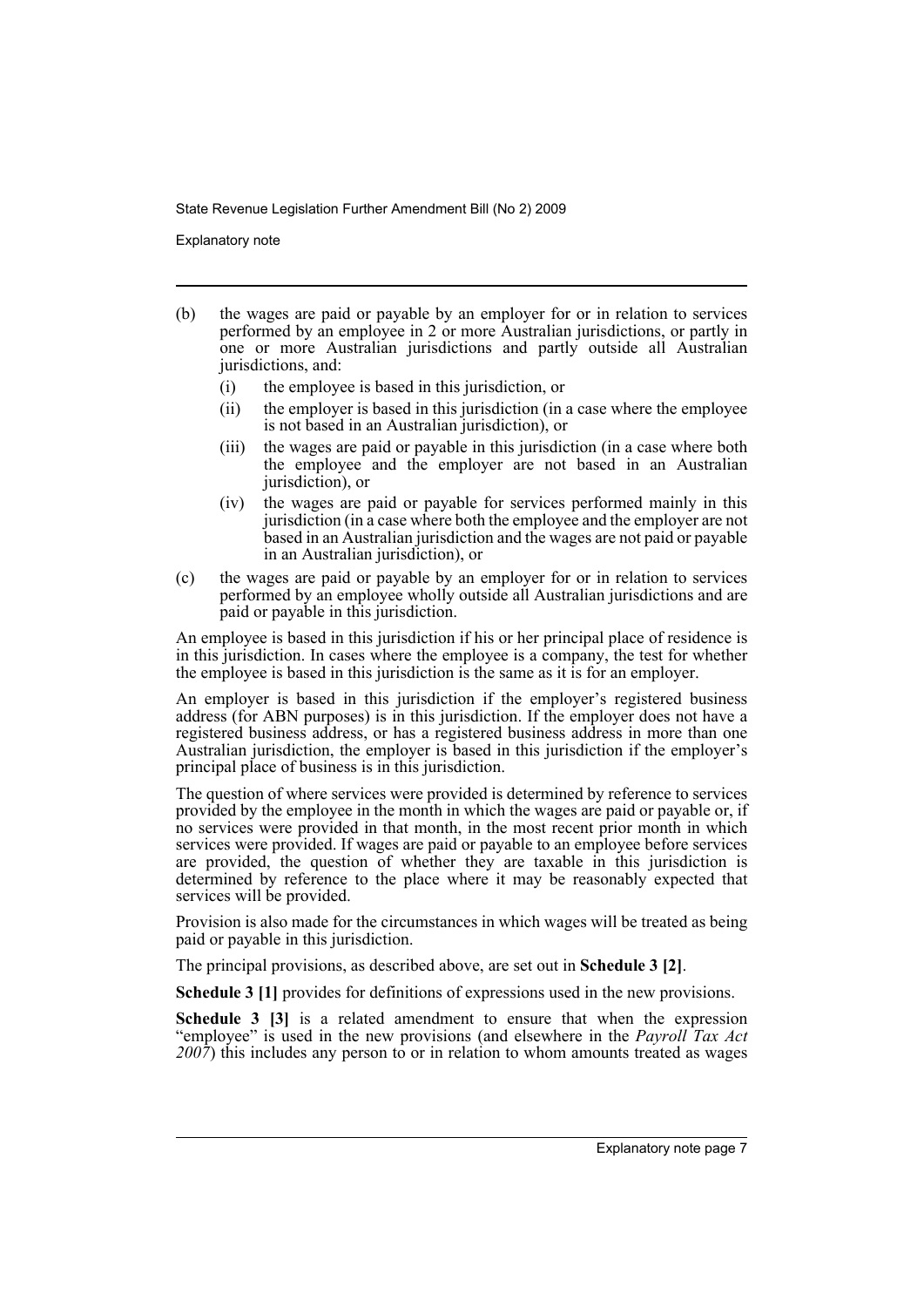(b) the wages are paid or payable by an employer for or in relation to services performed by an employee in 2 or more Australian jurisdictions, or partly in one or more Australian jurisdictions and partly outside all Australian jurisdictions, and:
    - (i) the employee is based in this jurisdiction, or
    - (ii) the employer is based in this jurisdiction (in a case where the employee is not based in an Australian jurisdiction), or
    - (iii) the wages are paid or payable in this jurisdiction (in a case where both the employee and the employer are not based in an Australian jurisdiction), or
    - (iv) the wages are paid or payable for services performed mainly in this jurisdiction (in a case where both the employee and the employer are not based in an Australian jurisdiction and the wages are not paid or payable in an Australian jurisdiction), or

(c) the wages are paid or payable by an employer for or in relation to services performed by an employee wholly outside all Australian jurisdictions and are paid or payable in this jurisdiction.

An employee is based in this jurisdiction if his or her principal place of residence is in this jurisdiction. In cases where the employee is a company, the test for whether the employee is based in this jurisdiction is the same as it is for an employer.

An employer is based in this jurisdiction if the employer's registered business address (for ABN purposes) is in this jurisdiction. If the employer does not have a registered business address, or has a registered business address in more than one Australian jurisdiction, the employer is based in this jurisdiction if the employer's principal place of business is in this jurisdiction.

The question of where services were provided is determined by reference to services provided by the employee in the month in which the wages are paid or payable or, if no services were provided in that month, in the most recent prior month in which services were provided. If wages are paid or payable to an employee before services are provided, the question of whether they are taxable in this jurisdiction is determined by reference to the place where it may be reasonably expected that services will be provided.

Provision is also made for the circumstances in which wages will be treated as being paid or payable in this jurisdiction.

The principal provisions, as described above, are set out in **Schedule 3 [2]**.

**Schedule 3 [1]** provides for definitions of expressions used in the new provisions.

**Schedule 3 [3]** is a related amendment to ensure that when the expression "employee" is used in the new provisions (and elsewhere in the *Payroll Tax Act 2007*) this includes any person to or in relation to whom amounts treated as wages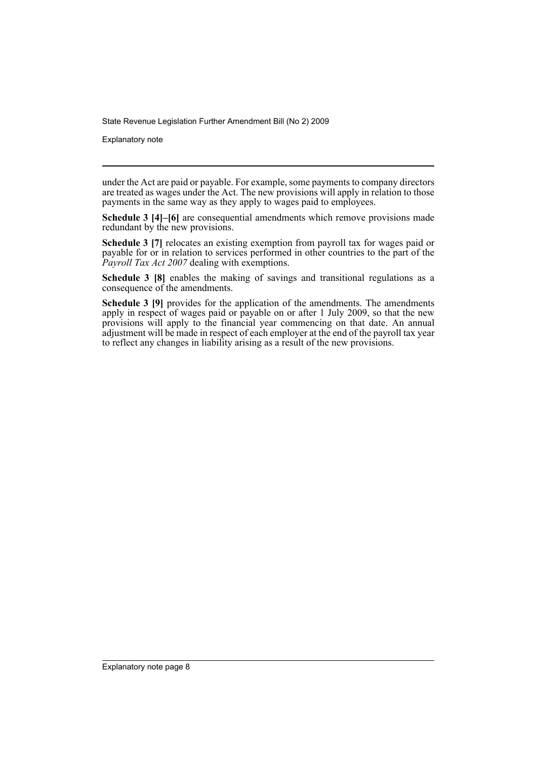under the Act are paid or payable. For example, some payments to company directors are treated as wages under the Act. The new provisions will apply in relation to those payments in the same way as they apply to wages paid to employees.

**Schedule 3 [4]–[6]** are consequential amendments which remove provisions made redundant by the new provisions.

**Schedule 3 [7]** relocates an existing exemption from payroll tax for wages paid or payable for or in relation to services performed in other countries to the part of the *Payroll Tax Act 2007* dealing with exemptions.

**Schedule 3 [8]** enables the making of savings and transitional regulations as a consequence of the amendments.

**Schedule 3 [9]** provides for the application of the amendments. The amendments apply in respect of wages paid or payable on or after 1 July 2009, so that the new provisions will apply to the financial year commencing on that date. An annual adjustment will be made in respect of each employer at the end of the payroll tax year to reflect any changes in liability arising as a result of the new provisions.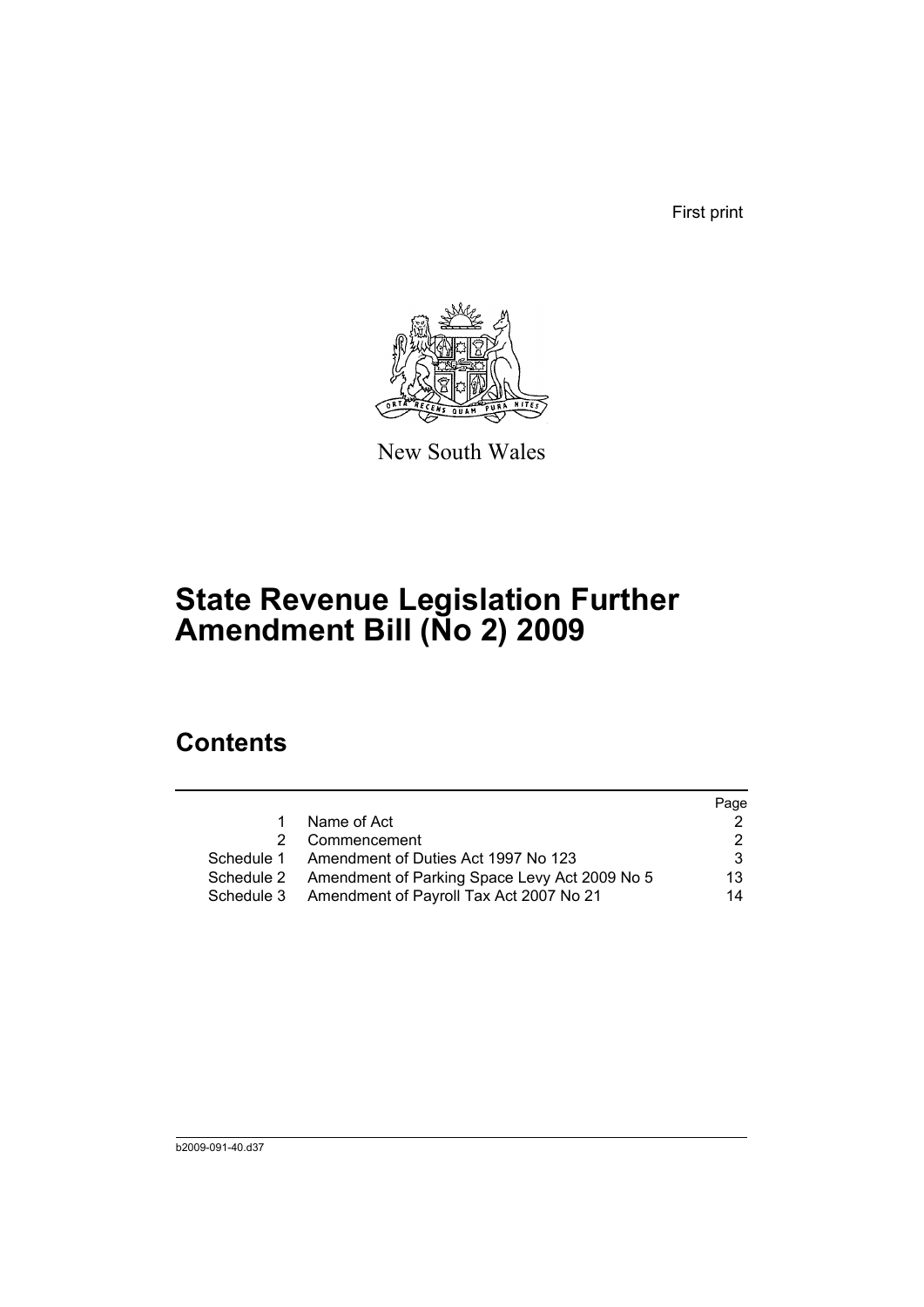First print

New South Wales

# State Revenue Legislation Further Amendment Bill (No 2) 2009

## Contents

| | | Page |
|---|---|---|
| 1 | Name of Act | 2 |
| 2 | Commencement | 2 |
| Schedule 1 | Amendment of Duties Act 1997 No 123 | 3 |
| Schedule 2 | Amendment of Parking Space Levy Act 2009 No 5 | 13 |
| Schedule 3 | Amendment of Payroll Tax Act 2007 No 21 | 14 |

b2009-091-40.d37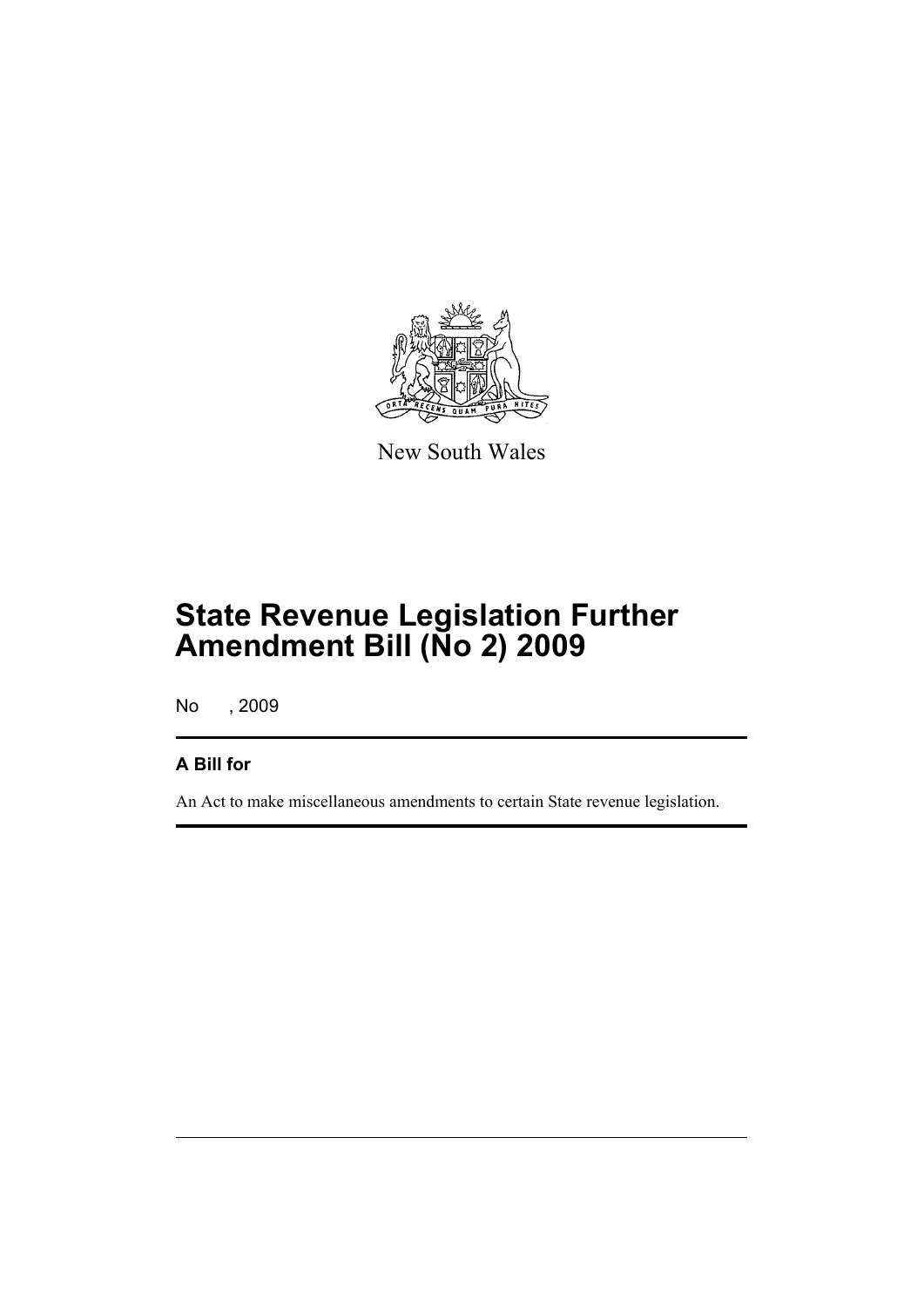New South Wales

# State Revenue Legislation Further Amendment Bill (No 2) 2009

No , 2009

## A Bill for

An Act to make miscellaneous amendments to certain State revenue legislation.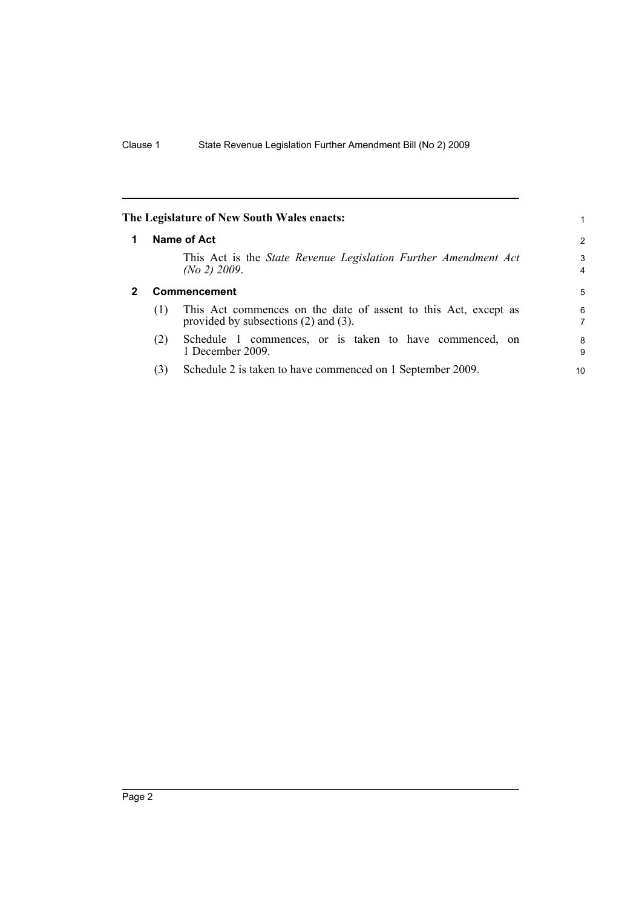**The Legislature of New South Wales enacts:**

## 1 Name of Act

This Act is the *State Revenue Legislation Further Amendment Act (No 2) 2009*.

## 2 Commencement

(1) This Act commences on the date of assent to this Act, except as provided by subsections (2) and (3).

(2) Schedule 1 commences, or is taken to have commenced, on 1 December 2009.

(3) Schedule 2 is taken to have commenced on 1 September 2009.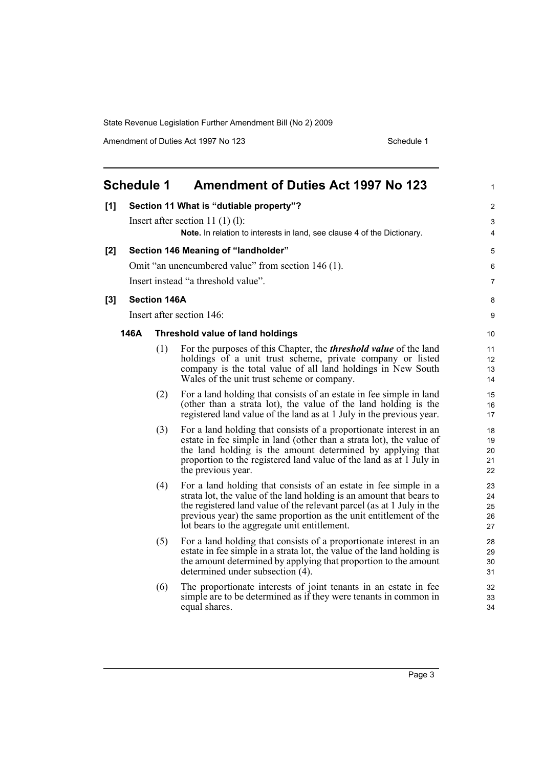# Schedule 1 Amendment of Duties Act 1997 No 123

**[1] Section 11 What is "dutiable property"?**

Insert after section 11 (1) (l):

**Note.** In relation to interests in land, see clause 4 of the Dictionary.

**[2] Section 146 Meaning of "landholder"**

Omit "an unencumbered value" from section 146 (1).

Insert instead "a threshold value".

**[3] Section 146A**

Insert after section 146:

**146A Threshold value of land holdings**

(1) For the purposes of this Chapter, the ***threshold value*** of the land holdings of a unit trust scheme, private company or listed company is the total value of all land holdings in New South Wales of the unit trust scheme or company.

(2) For a land holding that consists of an estate in fee simple in land (other than a strata lot), the value of the land holding is the registered land value of the land as at 1 July in the previous year.

(3) For a land holding that consists of a proportionate interest in an estate in fee simple in land (other than a strata lot), the value of the land holding is the amount determined by applying that proportion to the registered land value of the land as at 1 July in the previous year.

(4) For a land holding that consists of an estate in fee simple in a strata lot, the value of the land holding is an amount that bears to the registered land value of the relevant parcel (as at 1 July in the previous year) the same proportion as the unit entitlement of the lot bears to the aggregate unit entitlement.

(5) For a land holding that consists of a proportionate interest in an estate in fee simple in a strata lot, the value of the land holding is the amount determined by applying that proportion to the amount determined under subsection (4).

(6) The proportionate interests of joint tenants in an estate in fee simple are to be determined as if they were tenants in common in equal shares.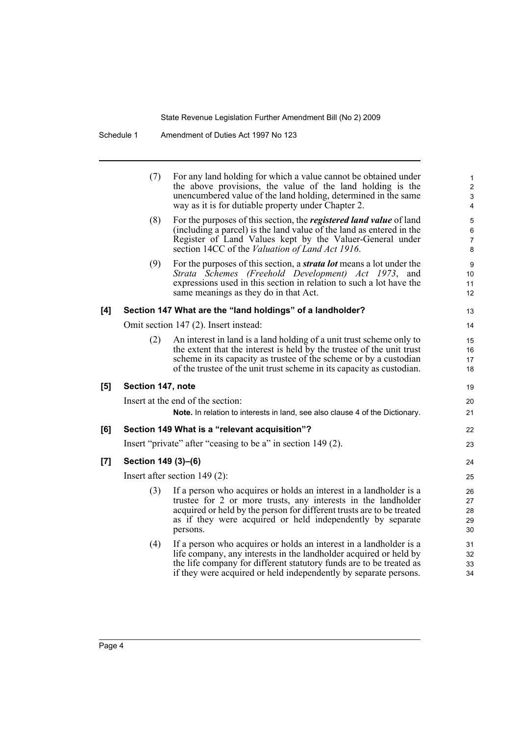(7) For any land holding for which a value cannot be obtained under the above provisions, the value of the land holding is the unencumbered value of the land holding, determined in the same way as it is for dutiable property under Chapter 2.

(8) For the purposes of this section, the ***registered land value*** of land (including a parcel) is the land value of the land as entered in the Register of Land Values kept by the Valuer-General under section 14CC of the *Valuation of Land Act 1916*.

(9) For the purposes of this section, a ***strata lot*** means a lot under the *Strata Schemes (Freehold Development) Act 1973*, and expressions used in this section in relation to such a lot have the same meanings as they do in that Act.

**[4] Section 147 What are the "land holdings" of a landholder?**

Omit section 147 (2). Insert instead:

(2) An interest in land is a land holding of a unit trust scheme only to the extent that the interest is held by the trustee of the unit trust scheme in its capacity as trustee of the scheme or by a custodian of the trustee of the unit trust scheme in its capacity as custodian.

**[5] Section 147, note**

Insert at the end of the section:

**Note.** In relation to interests in land, see also clause 4 of the Dictionary.

**[6] Section 149 What is a "relevant acquisition"?**

Insert "private" after "ceasing to be a" in section 149 (2).

**[7] Section 149 (3)–(6)**

Insert after section 149 (2):

(3) If a person who acquires or holds an interest in a landholder is a trustee for 2 or more trusts, any interests in the landholder acquired or held by the person for different trusts are to be treated as if they were acquired or held independently by separate persons.

(4) If a person who acquires or holds an interest in a landholder is a life company, any interests in the landholder acquired or held by the life company for different statutory funds are to be treated as if they were acquired or held independently by separate persons.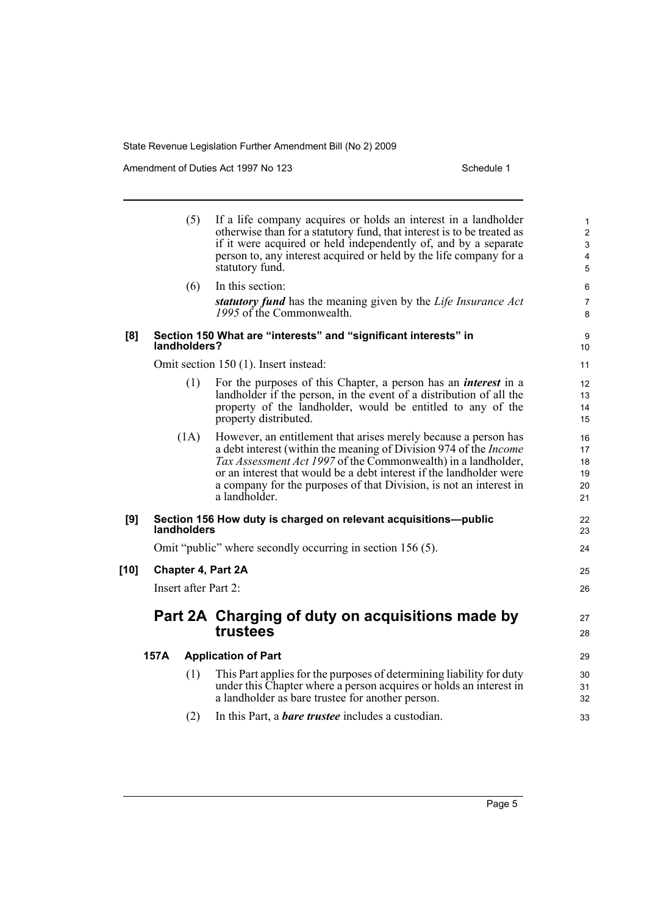(5) If a life company acquires or holds an interest in a landholder otherwise than for a statutory fund, that interest is to be treated as if it were acquired or held independently of, and by a separate person to, any interest acquired or held by the life company for a statutory fund.

(6) In this section:

***statutory fund*** has the meaning given by the *Life Insurance Act 1995* of the Commonwealth.

**[8] Section 150 What are "interests" and "significant interests" in landholders?**

Omit section 150 (1). Insert instead:

(1) For the purposes of this Chapter, a person has an ***interest*** in a landholder if the person, in the event of a distribution of all the property of the landholder, would be entitled to any of the property distributed.

(1A) However, an entitlement that arises merely because a person has a debt interest (within the meaning of Division 974 of the *Income Tax Assessment Act 1997* of the Commonwealth) in a landholder, or an interest that would be a debt interest if the landholder were a company for the purposes of that Division, is not an interest in a landholder.

**[9] Section 156 How duty is charged on relevant acquisitions—public landholders**

Omit "public" where secondly occurring in section 156 (5).

**[10] Chapter 4, Part 2A**

Insert after Part 2:

## Part 2A Charging of duty on acquisitions made by trustees

**157A Application of Part**

(1) This Part applies for the purposes of determining liability for duty under this Chapter where a person acquires or holds an interest in a landholder as bare trustee for another person.

(2) In this Part, a ***bare trustee*** includes a custodian.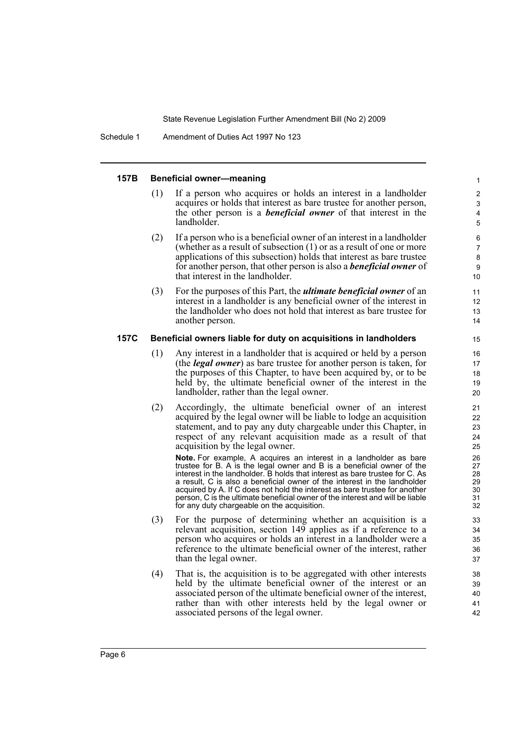#### 157B Beneficial owner—meaning

(1) If a person who acquires or holds an interest in a landholder acquires or holds that interest as bare trustee for another person, the other person is a ***beneficial owner*** of that interest in the landholder.

(2) If a person who is a beneficial owner of an interest in a landholder (whether as a result of subsection (1) or as a result of one or more applications of this subsection) holds that interest as bare trustee for another person, that other person is also a ***beneficial owner*** of that interest in the landholder.

(3) For the purposes of this Part, the ***ultimate beneficial owner*** of an interest in a landholder is any beneficial owner of the interest in the landholder who does not hold that interest as bare trustee for another person.

#### 157C Beneficial owners liable for duty on acquisitions in landholders

(1) Any interest in a landholder that is acquired or held by a person (the ***legal owner***) as bare trustee for another person is taken, for the purposes of this Chapter, to have been acquired by, or to be held by, the ultimate beneficial owner of the interest in the landholder, rather than the legal owner.

(2) Accordingly, the ultimate beneficial owner of an interest acquired by the legal owner will be liable to lodge an acquisition statement, and to pay any duty chargeable under this Chapter, in respect of any relevant acquisition made as a result of that acquisition by the legal owner.

**Note.** For example, A acquires an interest in a landholder as bare trustee for B. A is the legal owner and B is a beneficial owner of the interest in the landholder. B holds that interest as bare trustee for C. As a result, C is also a beneficial owner of the interest in the landholder acquired by A. If C does not hold the interest as bare trustee for another person, C is the ultimate beneficial owner of the interest and will be liable for any duty chargeable on the acquisition.

(3) For the purpose of determining whether an acquisition is a relevant acquisition, section 149 applies as if a reference to a person who acquires or holds an interest in a landholder were a reference to the ultimate beneficial owner of the interest, rather than the legal owner.

(4) That is, the acquisition is to be aggregated with other interests held by the ultimate beneficial owner of the interest or an associated person of the ultimate beneficial owner of the interest, rather than with other interests held by the legal owner or associated persons of the legal owner.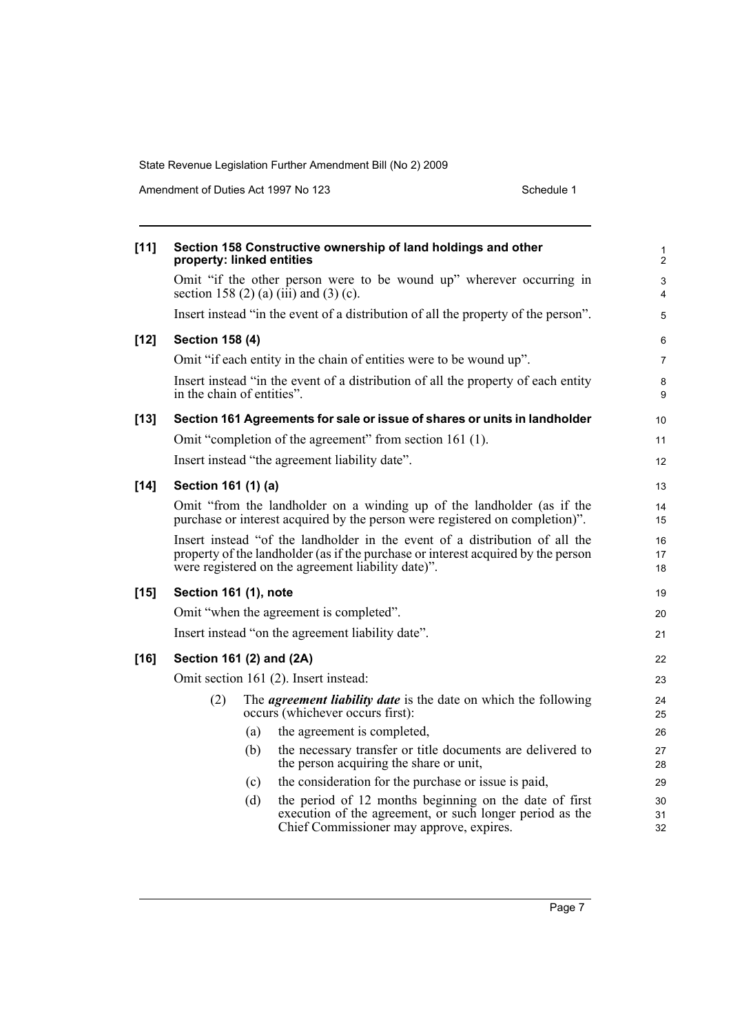**[11] Section 158 Constructive ownership of land holdings and other property: linked entities**

Omit "if the other person were to be wound up" wherever occurring in section 158 (2) (a) (iii) and (3) (c).

Insert instead "in the event of a distribution of all the property of the person".

**[12] Section 158 (4)**

Omit "if each entity in the chain of entities were to be wound up".

Insert instead "in the event of a distribution of all the property of each entity in the chain of entities".

**[13] Section 161 Agreements for sale or issue of shares or units in landholder**

Omit "completion of the agreement" from section 161 (1).

Insert instead "the agreement liability date".

**[14] Section 161 (1) (a)**

Omit "from the landholder on a winding up of the landholder (as if the purchase or interest acquired by the person were registered on completion)".

Insert instead "of the landholder in the event of a distribution of all the property of the landholder (as if the purchase or interest acquired by the person were registered on the agreement liability date)".

**[15] Section 161 (1), note**

Omit "when the agreement is completed".

Insert instead "on the agreement liability date".

**[16] Section 161 (2) and (2A)**

Omit section 161 (2). Insert instead:

(2) The ***agreement liability date*** is the date on which the following occurs (whichever occurs first):

(a) the agreement is completed,

(b) the necessary transfer or title documents are delivered to the person acquiring the share or unit,

(c) the consideration for the purchase or issue is paid,

(d) the period of 12 months beginning on the date of first execution of the agreement, or such longer period as the Chief Commissioner may approve, expires.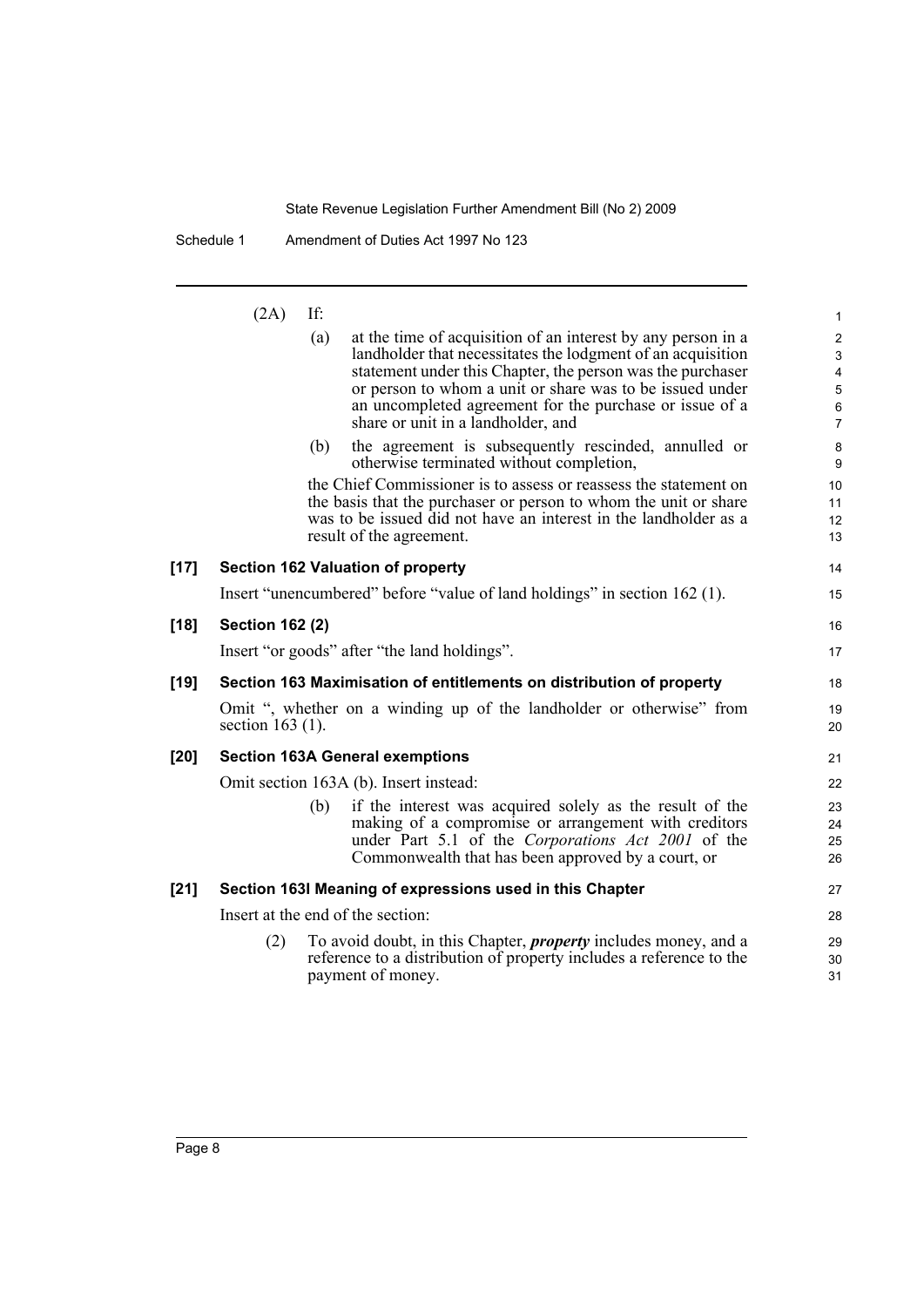(2A) If:

(a) at the time of acquisition of an interest by any person in a landholder that necessitates the lodgment of an acquisition statement under this Chapter, the person was the purchaser or person to whom a unit or share was to be issued under an uncompleted agreement for the purchase or issue of a share or unit in a landholder, and

(b) the agreement is subsequently rescinded, annulled or otherwise terminated without completion,

the Chief Commissioner is to assess or reassess the statement on the basis that the purchaser or person to whom the unit or share was to be issued did not have an interest in the landholder as a result of the agreement.

**[17] Section 162 Valuation of property**

Insert "unencumbered" before "value of land holdings" in section 162 (1).

**[18] Section 162 (2)**

Insert "or goods" after "the land holdings".

**[19] Section 163 Maximisation of entitlements on distribution of property**

Omit ", whether on a winding up of the landholder or otherwise" from section 163 (1).

**[20] Section 163A General exemptions**

Omit section 163A (b). Insert instead:

(b) if the interest was acquired solely as the result of the making of a compromise or arrangement with creditors under Part 5.1 of the *Corporations Act 2001* of the Commonwealth that has been approved by a court, or

**[21] Section 163I Meaning of expressions used in this Chapter**

Insert at the end of the section:

(2) To avoid doubt, in this Chapter, ***property*** includes money, and a reference to a distribution of property includes a reference to the payment of money.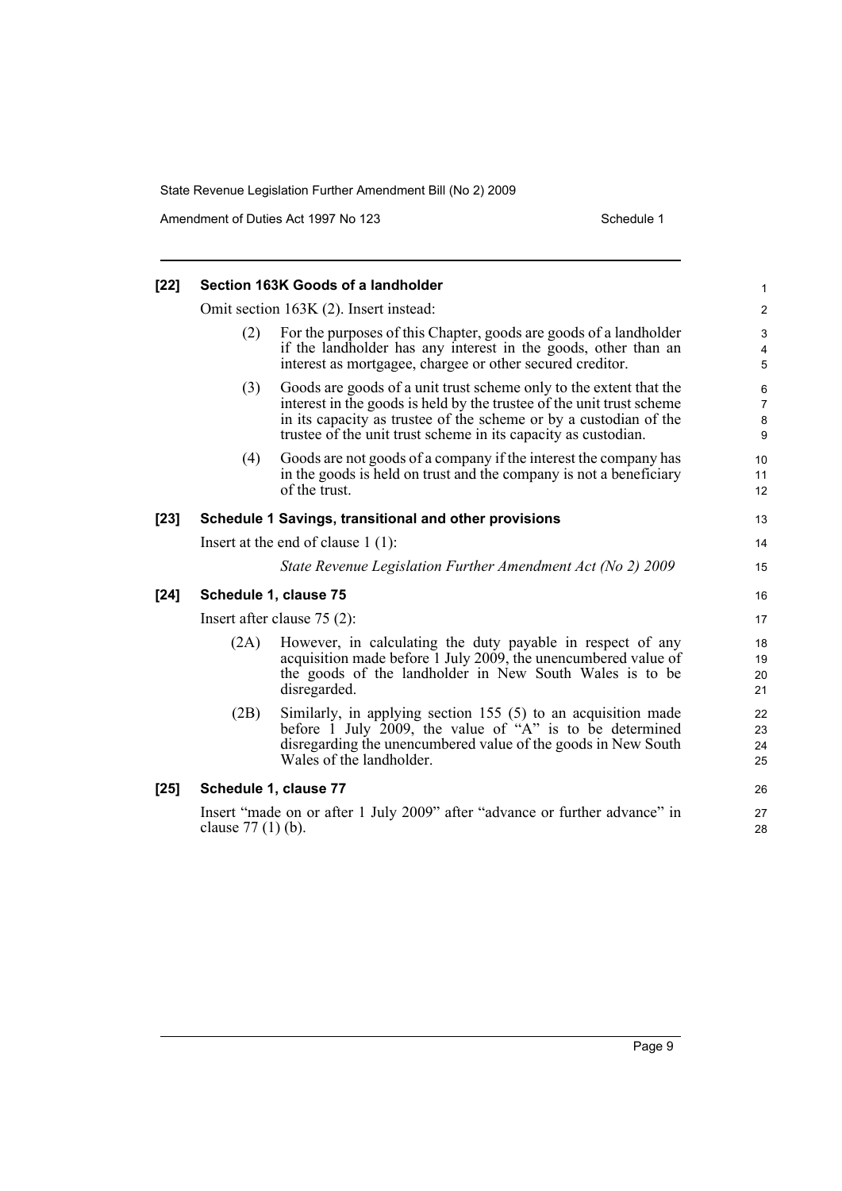**[22] Section 163K Goods of a landholder**

Omit section 163K (2). Insert instead:

(2) For the purposes of this Chapter, goods are goods of a landholder if the landholder has any interest in the goods, other than an interest as mortgagee, chargee or other secured creditor.

(3) Goods are goods of a unit trust scheme only to the extent that the interest in the goods is held by the trustee of the unit trust scheme in its capacity as trustee of the scheme or by a custodian of the trustee of the unit trust scheme in its capacity as custodian.

(4) Goods are not goods of a company if the interest the company has in the goods is held on trust and the company is not a beneficiary of the trust.

**[23] Schedule 1 Savings, transitional and other provisions**

Insert at the end of clause 1 (1):

*State Revenue Legislation Further Amendment Act (No 2) 2009*

**[24] Schedule 1, clause 75**

Insert after clause 75 (2):

(2A) However, in calculating the duty payable in respect of any acquisition made before 1 July 2009, the unencumbered value of the goods of the landholder in New South Wales is to be disregarded.

(2B) Similarly, in applying section 155 (5) to an acquisition made before 1 July 2009, the value of "A" is to be determined disregarding the unencumbered value of the goods in New South Wales of the landholder.

**[25] Schedule 1, clause 77**

Insert "made on or after 1 July 2009" after "advance or further advance" in clause 77 (1) (b).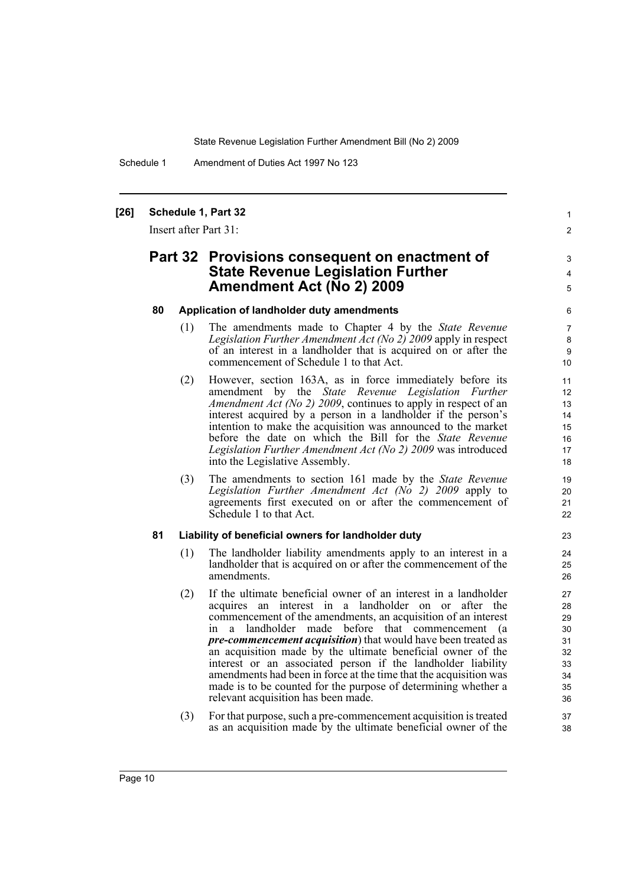**[26] Schedule 1, Part 32**

Insert after Part 31:

## Part 32 Provisions consequent on enactment of State Revenue Legislation Further Amendment Act (No 2) 2009

### 80 Application of landholder duty amendments

(1) The amendments made to Chapter 4 by the *State Revenue Legislation Further Amendment Act (No 2) 2009* apply in respect of an interest in a landholder that is acquired on or after the commencement of Schedule 1 to that Act.

(2) However, section 163A, as in force immediately before its amendment by the *State Revenue Legislation Further Amendment Act (No 2) 2009*, continues to apply in respect of an interest acquired by a person in a landholder if the person's intention to make the acquisition was announced to the market before the date on which the Bill for the *State Revenue Legislation Further Amendment Act (No 2) 2009* was introduced into the Legislative Assembly.

(3) The amendments to section 161 made by the *State Revenue Legislation Further Amendment Act (No 2) 2009* apply to agreements first executed on or after the commencement of Schedule 1 to that Act.

### 81 Liability of beneficial owners for landholder duty

(1) The landholder liability amendments apply to an interest in a landholder that is acquired on or after the commencement of the amendments.

(2) If the ultimate beneficial owner of an interest in a landholder acquires an interest in a landholder on or after the commencement of the amendments, an acquisition of an interest in a landholder made before that commencement (a ***pre-commencement acquisition***) that would have been treated as an acquisition made by the ultimate beneficial owner of the interest or an associated person if the landholder liability amendments had been in force at the time that the acquisition was made is to be counted for the purpose of determining whether a relevant acquisition has been made.

(3) For that purpose, such a pre-commencement acquisition is treated as an acquisition made by the ultimate beneficial owner of the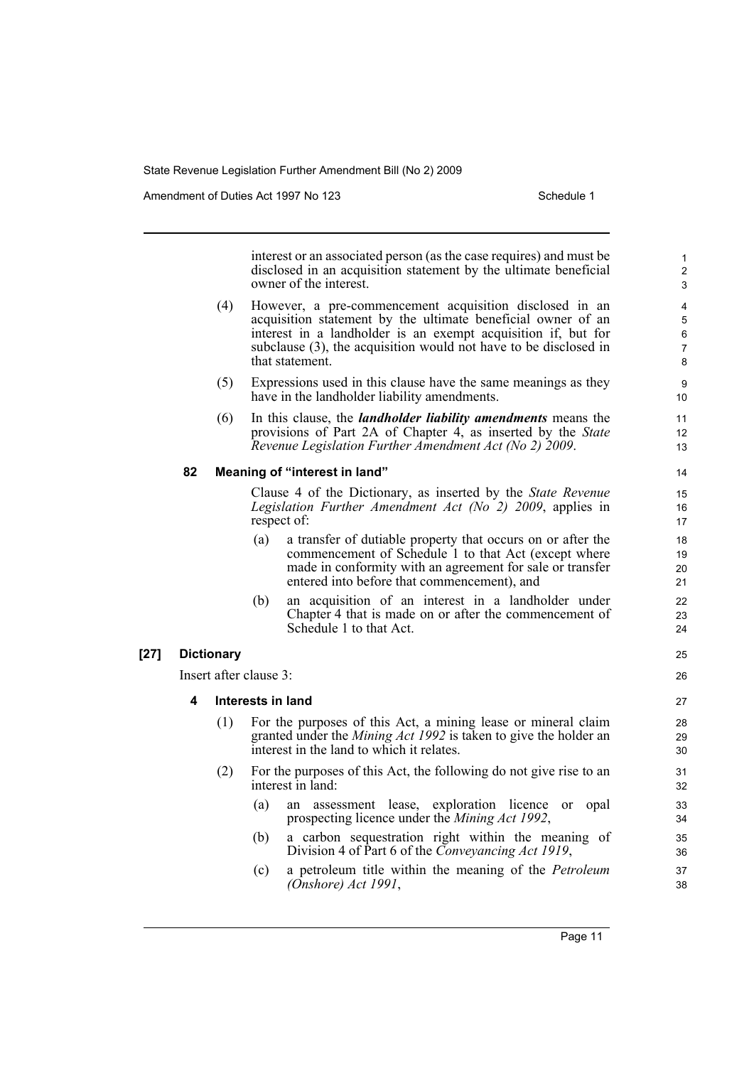interest or an associated person (as the case requires) and must be disclosed in an acquisition statement by the ultimate beneficial owner of the interest.

(4) However, a pre-commencement acquisition disclosed in an acquisition statement by the ultimate beneficial owner of an interest in a landholder is an exempt acquisition if, but for subclause (3), the acquisition would not have to be disclosed in that statement.

(5) Expressions used in this clause have the same meanings as they have in the landholder liability amendments.

(6) In this clause, the ***landholder liability amendments*** means the provisions of Part 2A of Chapter 4, as inserted by the *State Revenue Legislation Further Amendment Act (No 2) 2009*.

**82 Meaning of "interest in land"**

Clause 4 of the Dictionary, as inserted by the *State Revenue Legislation Further Amendment Act (No 2) 2009*, applies in respect of:

(a) a transfer of dutiable property that occurs on or after the commencement of Schedule 1 to that Act (except where made in conformity with an agreement for sale or transfer entered into before that commencement), and

(b) an acquisition of an interest in a landholder under Chapter 4 that is made on or after the commencement of Schedule 1 to that Act.

**[27] Dictionary**

Insert after clause 3:

**4 Interests in land**

(1) For the purposes of this Act, a mining lease or mineral claim granted under the *Mining Act 1992* is taken to give the holder an interest in the land to which it relates.

(2) For the purposes of this Act, the following do not give rise to an interest in land:

(a) an assessment lease, exploration licence or opal prospecting licence under the *Mining Act 1992*,

(b) a carbon sequestration right within the meaning of Division 4 of Part 6 of the *Conveyancing Act 1919*,

(c) a petroleum title within the meaning of the *Petroleum (Onshore) Act 1991*,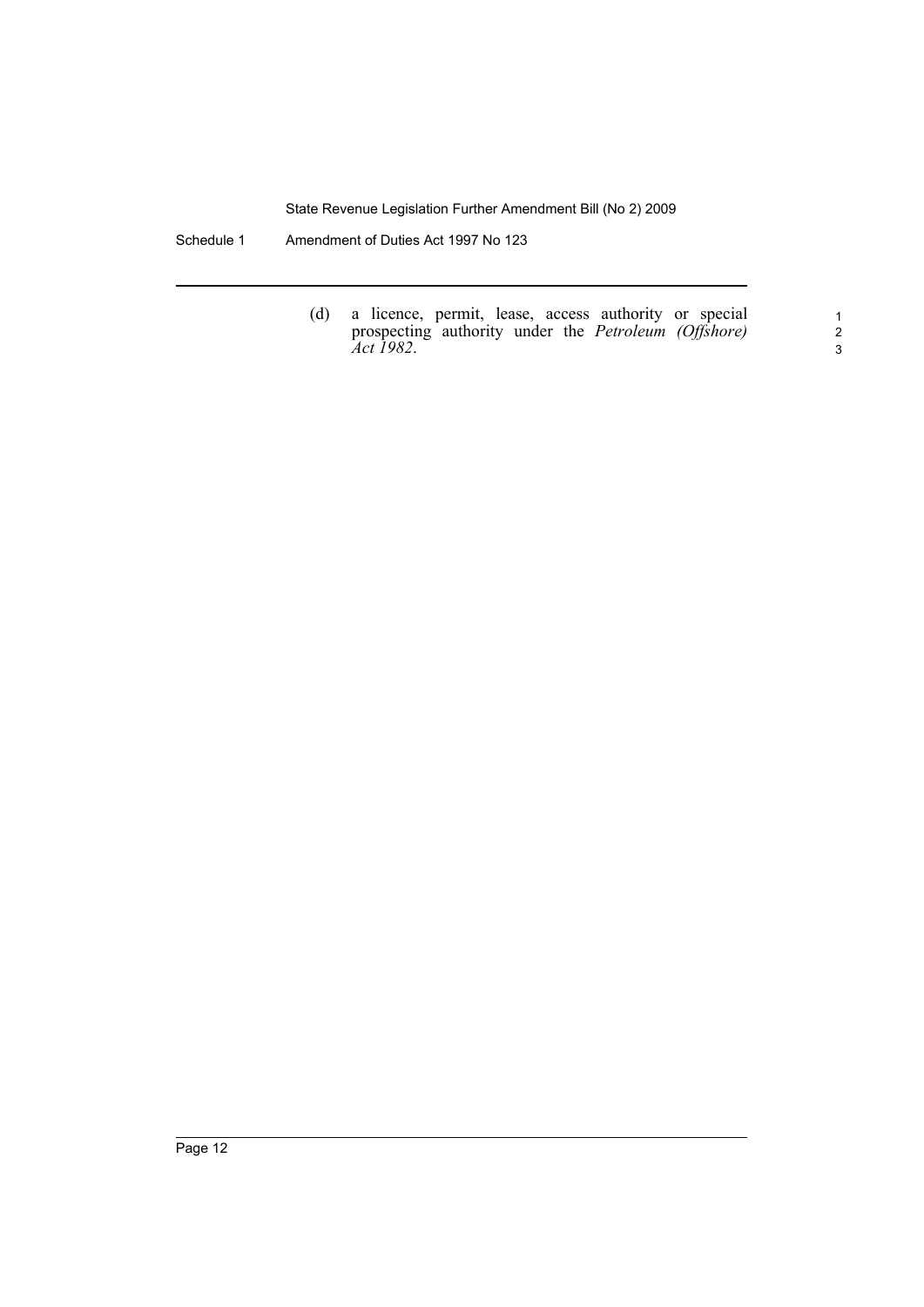(d) a licence, permit, lease, access authority or special prospecting authority under the *Petroleum (Offshore) Act 1982*.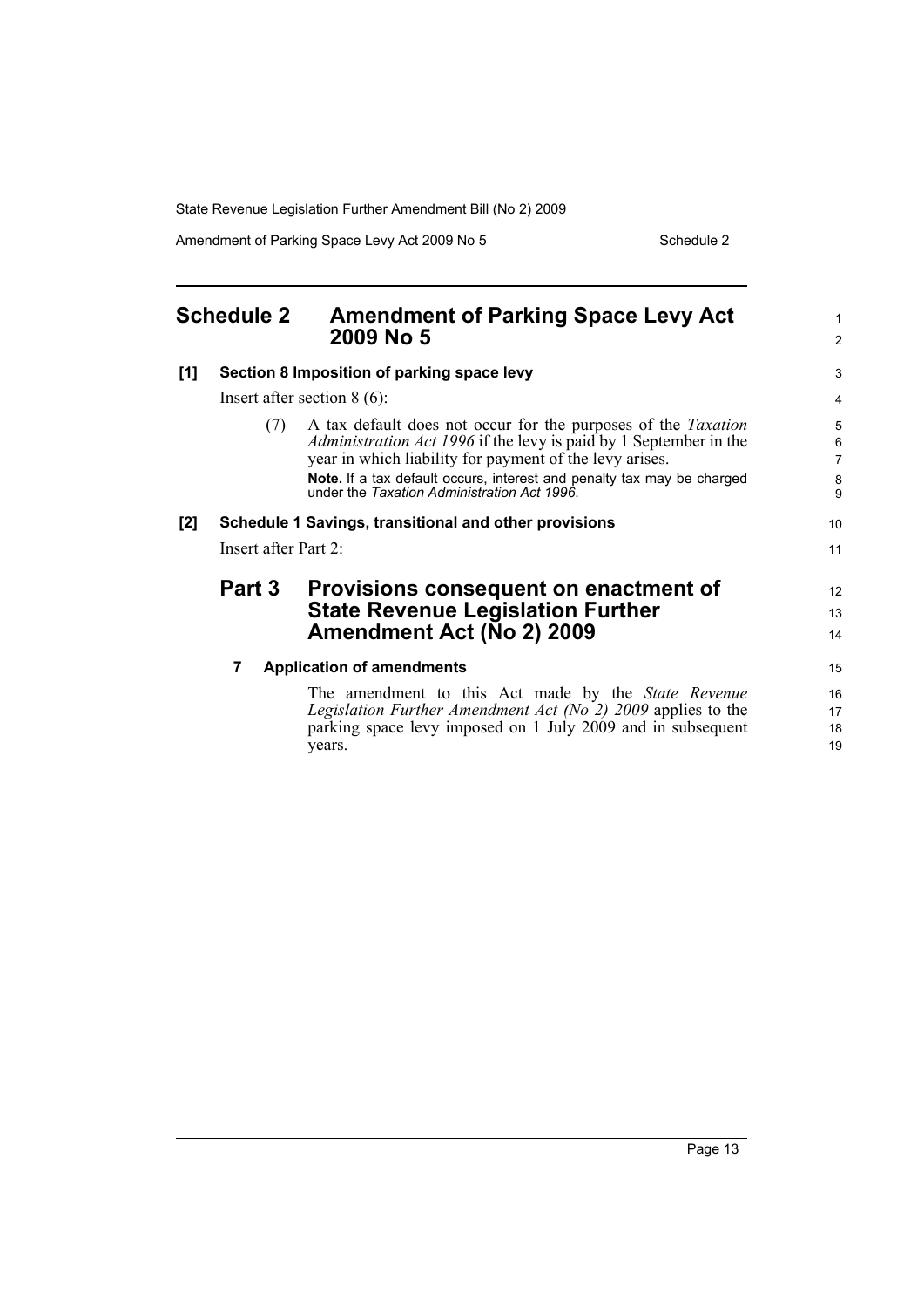## Schedule 2 Amendment of Parking Space Levy Act 2009 No 5

**[1] Section 8 Imposition of parking space levy**

Insert after section 8 (6):

(7) A tax default does not occur for the purposes of the *Taxation Administration Act 1996* if the levy is paid by 1 September in the year in which liability for payment of the levy arises.

**Note.** If a tax default occurs, interest and penalty tax may be charged under the *Taxation Administration Act 1996*.

**[2] Schedule 1 Savings, transitional and other provisions**

Insert after Part 2:

### Part 3 Provisions consequent on enactment of State Revenue Legislation Further Amendment Act (No 2) 2009

**7 Application of amendments**

The amendment to this Act made by the *State Revenue Legislation Further Amendment Act (No 2) 2009* applies to the parking space levy imposed on 1 July 2009 and in subsequent years.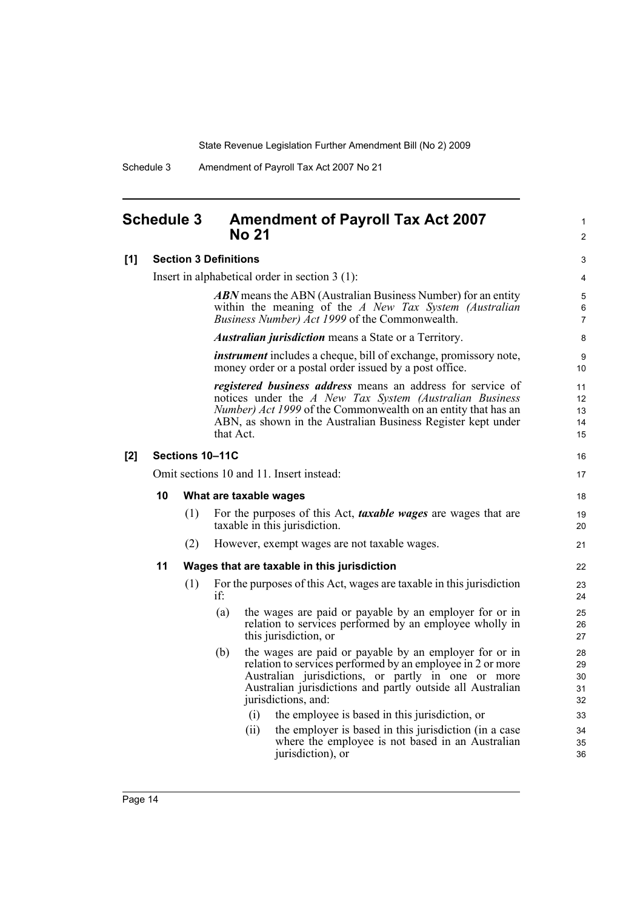## Schedule 3 Amendment of Payroll Tax Act 2007 No 21

**[1] Section 3 Definitions**

Insert in alphabetical order in section 3 (1):

> ***ABN*** means the ABN (Australian Business Number) for an entity within the meaning of the *A New Tax System (Australian Business Number) Act 1999* of the Commonwealth.
>
> ***Australian jurisdiction*** means a State or a Territory.
>
> ***instrument*** includes a cheque, bill of exchange, promissory note, money order or a postal order issued by a post office.
>
> ***registered business address*** means an address for service of notices under the *A New Tax System (Australian Business Number) Act 1999* of the Commonwealth on an entity that has an ABN, as shown in the Australian Business Register kept under that Act.

**[2] Sections 10–11C**

Omit sections 10 and 11. Insert instead:

**10 What are taxable wages**

(1) For the purposes of this Act, ***taxable wages*** are wages that are taxable in this jurisdiction.

(2) However, exempt wages are not taxable wages.

**11 Wages that are taxable in this jurisdiction**

(1) For the purposes of this Act, wages are taxable in this jurisdiction if:

- (a) the wages are paid or payable by an employer for or in relation to services performed by an employee wholly in this jurisdiction, or
- (b) the wages are paid or payable by an employer for or in relation to services performed by an employee in 2 or more Australian jurisdictions, or partly in one or more Australian jurisdictions and partly outside all Australian jurisdictions, and:
  - (i) the employee is based in this jurisdiction, or
  - (ii) the employer is based in this jurisdiction (in a case where the employee is not based in an Australian jurisdiction), or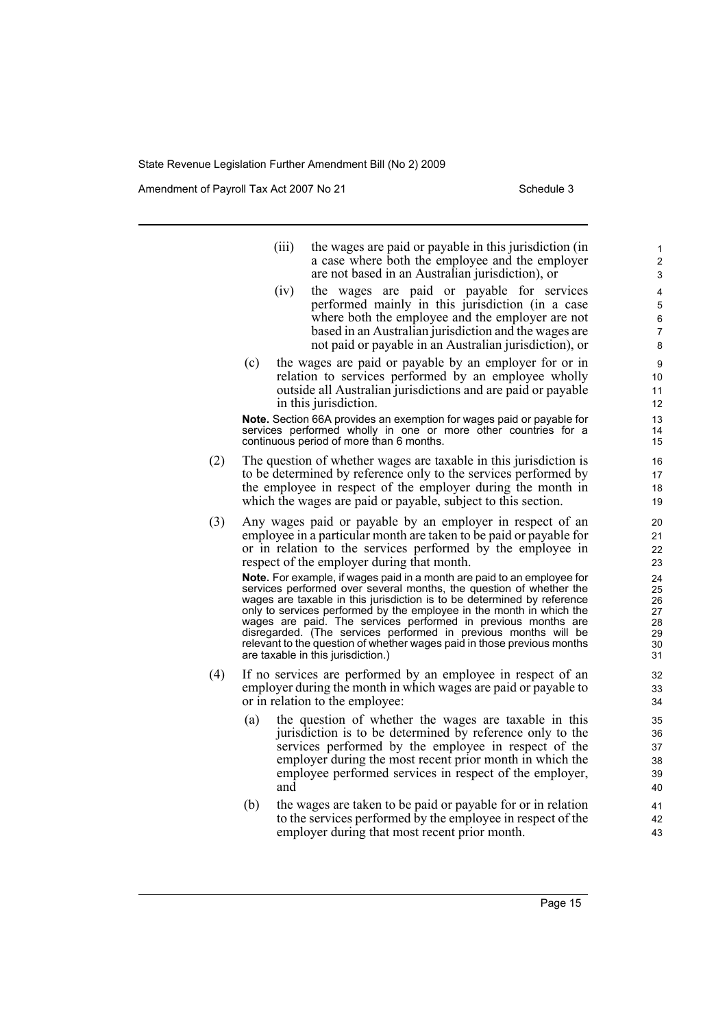(iii) the wages are paid or payable in this jurisdiction (in a case where both the employee and the employer are not based in an Australian jurisdiction), or

(iv) the wages are paid or payable for services performed mainly in this jurisdiction (in a case where both the employee and the employer are not based in an Australian jurisdiction and the wages are not paid or payable in an Australian jurisdiction), or

(c) the wages are paid or payable by an employer for or in relation to services performed by an employee wholly outside all Australian jurisdictions and are paid or payable in this jurisdiction.

**Note.** Section 66A provides an exemption for wages paid or payable for services performed wholly in one or more other countries for a continuous period of more than 6 months.

(2) The question of whether wages are taxable in this jurisdiction is to be determined by reference only to the services performed by the employee in respect of the employer during the month in which the wages are paid or payable, subject to this section.

(3) Any wages paid or payable by an employer in respect of an employee in a particular month are taken to be paid or payable for or in relation to the services performed by the employee in respect of the employer during that month.

**Note.** For example, if wages paid in a month are paid to an employee for services performed over several months, the question of whether the wages are taxable in this jurisdiction is to be determined by reference only to services performed by the employee in the month in which the wages are paid. The services performed in previous months are disregarded. (The services performed in previous months will be relevant to the question of whether wages paid in those previous months are taxable in this jurisdiction.)

(4) If no services are performed by an employee in respect of an employer during the month in which wages are paid or payable to or in relation to the employee:

(a) the question of whether the wages are taxable in this jurisdiction is to be determined by reference only to the services performed by the employee in respect of the employer during the most recent prior month in which the employee performed services in respect of the employer, and

(b) the wages are taken to be paid or payable for or in relation to the services performed by the employee in respect of the employer during that most recent prior month.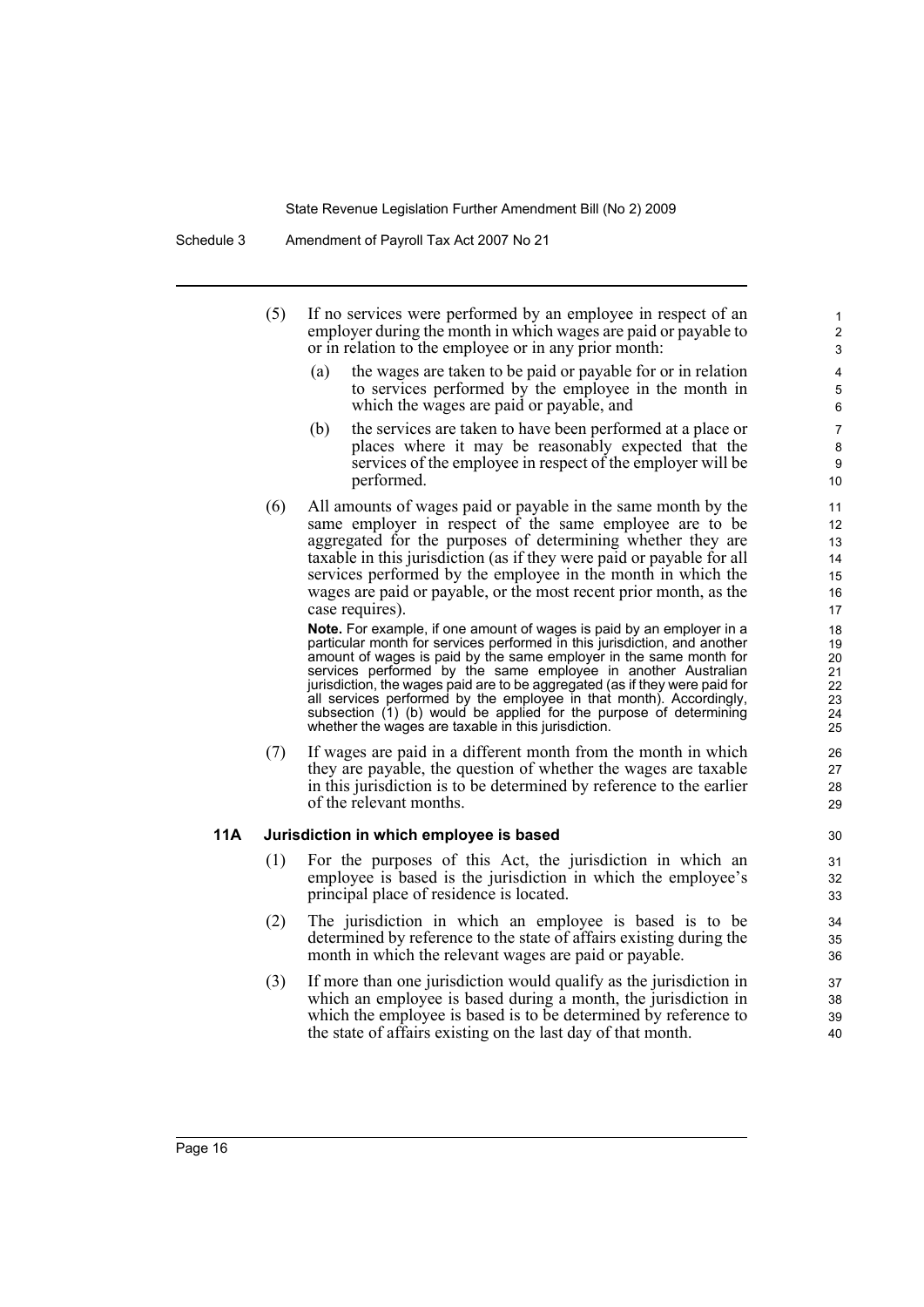(5) If no services were performed by an employee in respect of an employer during the month in which wages are paid or payable to or in relation to the employee or in any prior month:

(a) the wages are taken to be paid or payable for or in relation to services performed by the employee in the month in which the wages are paid or payable, and

(b) the services are taken to have been performed at a place or places where it may be reasonably expected that the services of the employee in respect of the employer will be performed.

(6) All amounts of wages paid or payable in the same month by the same employer in respect of the same employee are to be aggregated for the purposes of determining whether they are taxable in this jurisdiction (as if they were paid or payable for all services performed by the employee in the month in which the wages are paid or payable, or the most recent prior month, as the case requires).

**Note.** For example, if one amount of wages is paid by an employer in a particular month for services performed in this jurisdiction, and another amount of wages is paid by the same employer in the same month for services performed by the same employee in another Australian jurisdiction, the wages paid are to be aggregated (as if they were paid for all services performed by the employee in that month). Accordingly, subsection (1) (b) would be applied for the purpose of determining whether the wages are taxable in this jurisdiction.

(7) If wages are paid in a different month from the month in which they are payable, the question of whether the wages are taxable in this jurisdiction is to be determined by reference to the earlier of the relevant months.

### 11A Jurisdiction in which employee is based

(1) For the purposes of this Act, the jurisdiction in which an employee is based is the jurisdiction in which the employee's principal place of residence is located.

(2) The jurisdiction in which an employee is based is to be determined by reference to the state of affairs existing during the month in which the relevant wages are paid or payable.

(3) If more than one jurisdiction would qualify as the jurisdiction in which an employee is based during a month, the jurisdiction in which the employee is based is to be determined by reference to the state of affairs existing on the last day of that month.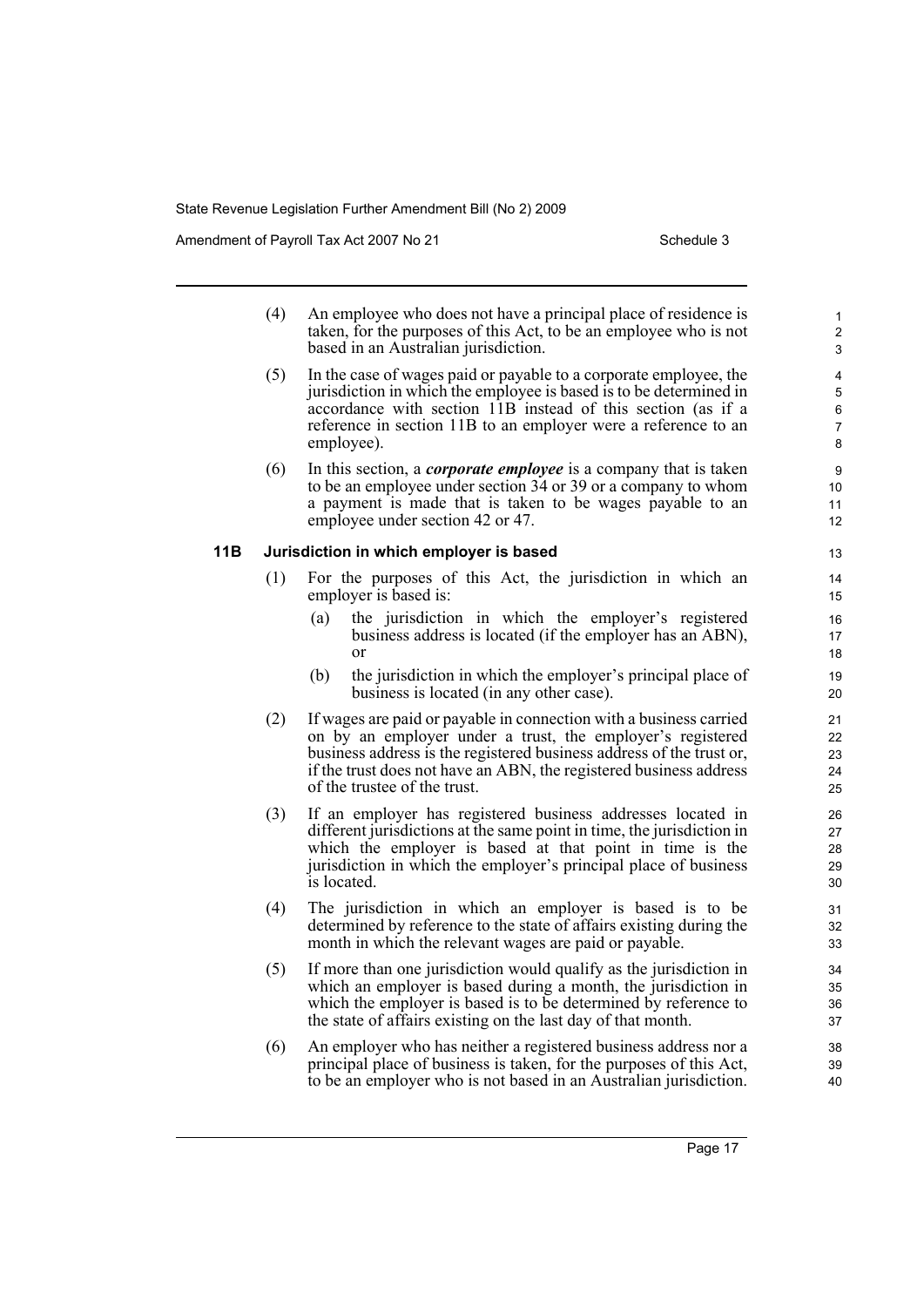(4) An employee who does not have a principal place of residence is taken, for the purposes of this Act, to be an employee who is not based in an Australian jurisdiction.

(5) In the case of wages paid or payable to a corporate employee, the jurisdiction in which the employee is based is to be determined in accordance with section 11B instead of this section (as if a reference in section 11B to an employer were a reference to an employee).

(6) In this section, a ***corporate employee*** is a company that is taken to be an employee under section 34 or 39 or a company to whom a payment is made that is taken to be wages payable to an employee under section 42 or 47.

### 11B Jurisdiction in which employer is based

(1) For the purposes of this Act, the jurisdiction in which an employer is based is:

(a) the jurisdiction in which the employer's registered business address is located (if the employer has an ABN), or

(b) the jurisdiction in which the employer's principal place of business is located (in any other case).

(2) If wages are paid or payable in connection with a business carried on by an employer under a trust, the employer's registered business address is the registered business address of the trust or, if the trust does not have an ABN, the registered business address of the trustee of the trust.

(3) If an employer has registered business addresses located in different jurisdictions at the same point in time, the jurisdiction in which the employer is based at that point in time is the jurisdiction in which the employer's principal place of business is located.

(4) The jurisdiction in which an employer is based is to be determined by reference to the state of affairs existing during the month in which the relevant wages are paid or payable.

(5) If more than one jurisdiction would qualify as the jurisdiction in which an employer is based during a month, the jurisdiction in which the employer is based is to be determined by reference to the state of affairs existing on the last day of that month.

(6) An employer who has neither a registered business address nor a principal place of business is taken, for the purposes of this Act, to be an employer who is not based in an Australian jurisdiction.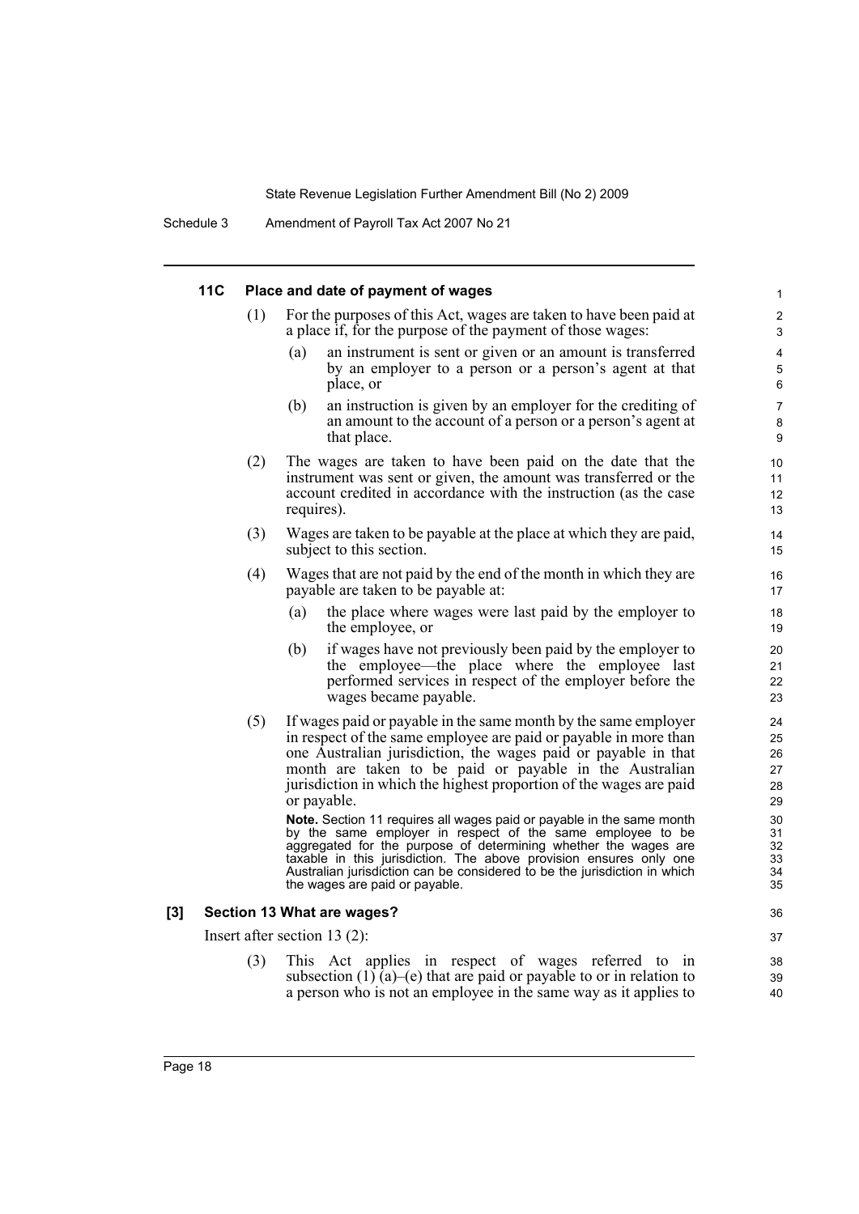#### 11C Place and date of payment of wages

(1) For the purposes of this Act, wages are taken to have been paid at a place if, for the purpose of the payment of those wages:

(a) an instrument is sent or given or an amount is transferred by an employer to a person or a person's agent at that place, or

(b) an instruction is given by an employer for the crediting of an amount to the account of a person or a person's agent at that place.

(2) The wages are taken to have been paid on the date that the instrument was sent or given, the amount was transferred or the account credited in accordance with the instruction (as the case requires).

(3) Wages are taken to be payable at the place at which they are paid, subject to this section.

(4) Wages that are not paid by the end of the month in which they are payable are taken to be payable at:

(a) the place where wages were last paid by the employer to the employee, or

(b) if wages have not previously been paid by the employer to the employee—the place where the employee last performed services in respect of the employer before the wages became payable.

(5) If wages paid or payable in the same month by the same employer in respect of the same employee are paid or payable in more than one Australian jurisdiction, the wages paid or payable in that month are taken to be paid or payable in the Australian jurisdiction in which the highest proportion of the wages are paid or payable.

**Note.** Section 11 requires all wages paid or payable in the same month by the same employer in respect of the same employee to be aggregated for the purpose of determining whether the wages are taxable in this jurisdiction. The above provision ensures only one Australian jurisdiction can be considered to be the jurisdiction in which the wages are paid or payable.

### [3] Section 13 What are wages?

Insert after section 13 (2):

(3) This Act applies in respect of wages referred to in subsection (1) (a)–(e) that are paid or payable to or in relation to a person who is not an employee in the same way as it applies to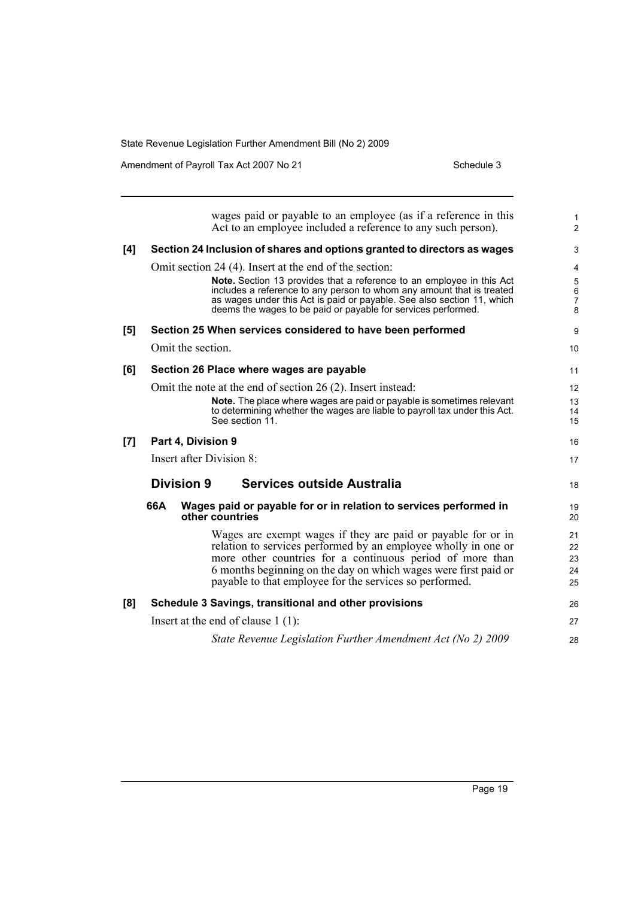wages paid or payable to an employee (as if a reference in this Act to an employee included a reference to any such person).

**[4] Section 24 Inclusion of shares and options granted to directors as wages**

Omit section 24 (4). Insert at the end of the section:

> **Note.** Section 13 provides that a reference to an employee in this Act includes a reference to any person to whom any amount that is treated as wages under this Act is paid or payable. See also section 11, which deems the wages to be paid or payable for services performed.

**[5] Section 25 When services considered to have been performed**

Omit the section.

**[6] Section 26 Place where wages are payable**

Omit the note at the end of section 26 (2). Insert instead:

> **Note.** The place where wages are paid or payable is sometimes relevant to determining whether the wages are liable to payroll tax under this Act. See section 11.

**[7] Part 4, Division 9**

Insert after Division 8:

## Division 9 Services outside Australia

**66A Wages paid or payable for or in relation to services performed in other countries**

Wages are exempt wages if they are paid or payable for or in relation to services performed by an employee wholly in one or more other countries for a continuous period of more than 6 months beginning on the day on which wages were first paid or payable to that employee for the services so performed.

**[8] Schedule 3 Savings, transitional and other provisions**

Insert at the end of clause 1 (1):

*State Revenue Legislation Further Amendment Act (No 2) 2009*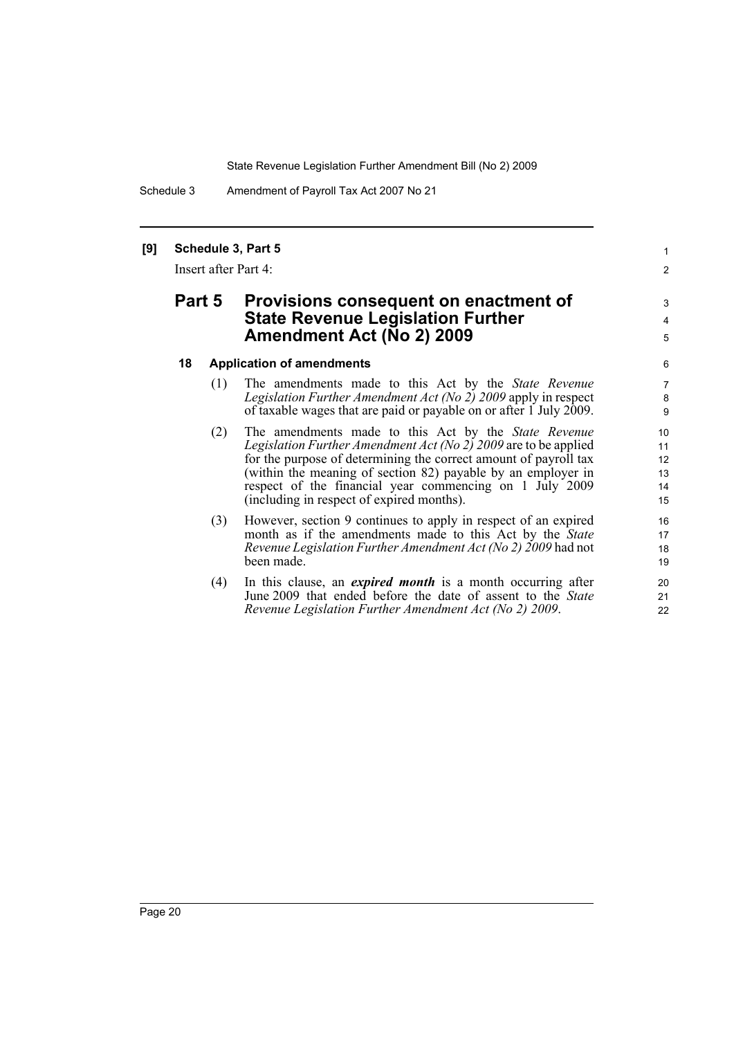**[9] Schedule 3, Part 5**

Insert after Part 4:

## Part 5 Provisions consequent on enactment of State Revenue Legislation Further Amendment Act (No 2) 2009

### 18 Application of amendments

(1) The amendments made to this Act by the *State Revenue Legislation Further Amendment Act (No 2) 2009* apply in respect of taxable wages that are paid or payable on or after 1 July 2009.

(2) The amendments made to this Act by the *State Revenue Legislation Further Amendment Act (No 2) 2009* are to be applied for the purpose of determining the correct amount of payroll tax (within the meaning of section 82) payable by an employer in respect of the financial year commencing on 1 July 2009 (including in respect of expired months).

(3) However, section 9 continues to apply in respect of an expired month as if the amendments made to this Act by the *State Revenue Legislation Further Amendment Act (No 2) 2009* had not been made.

(4) In this clause, an ***expired month*** is a month occurring after June 2009 that ended before the date of assent to the *State Revenue Legislation Further Amendment Act (No 2) 2009*.